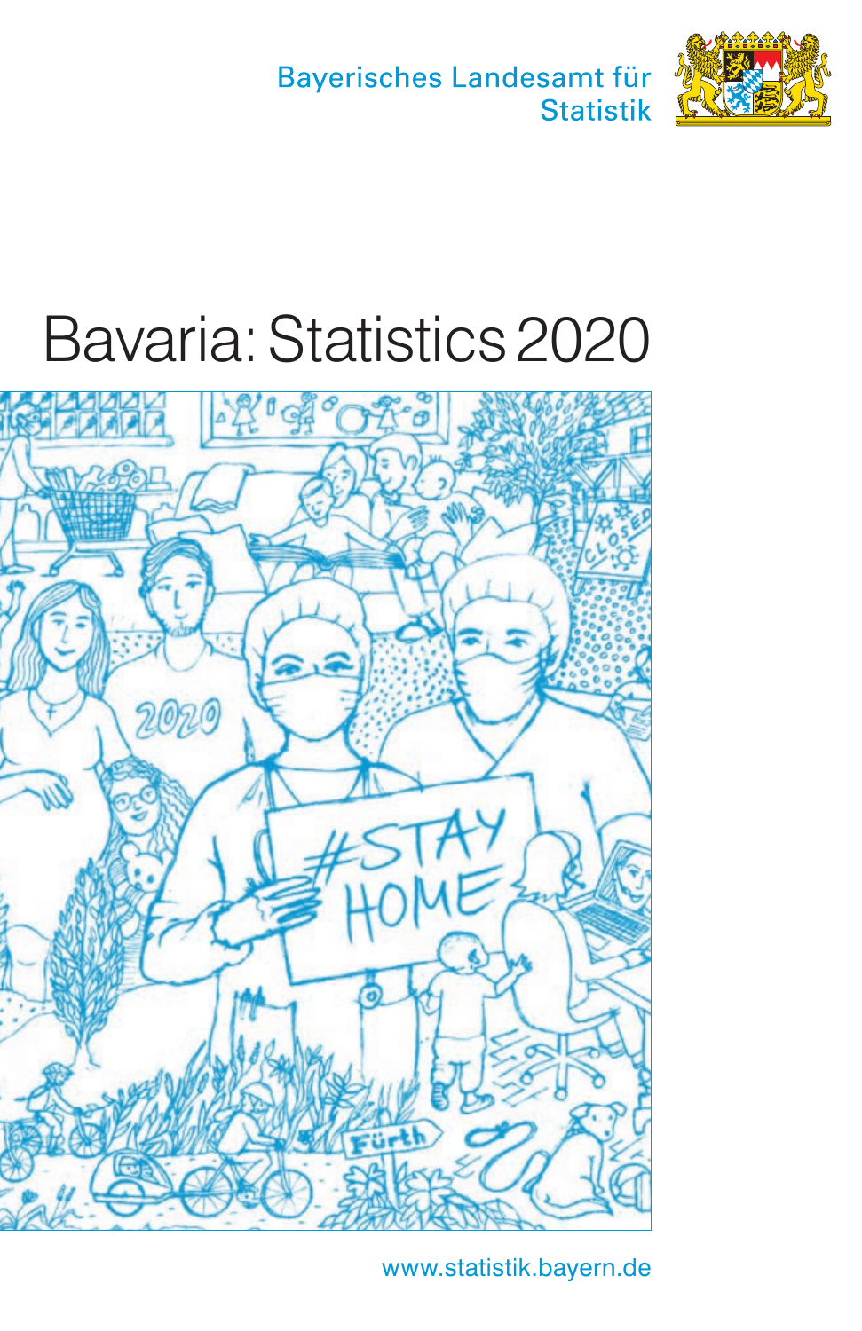Bayerisches Landesamt für Statistik

# Bavaria: Statistics 2020

www.statistik.bayern.de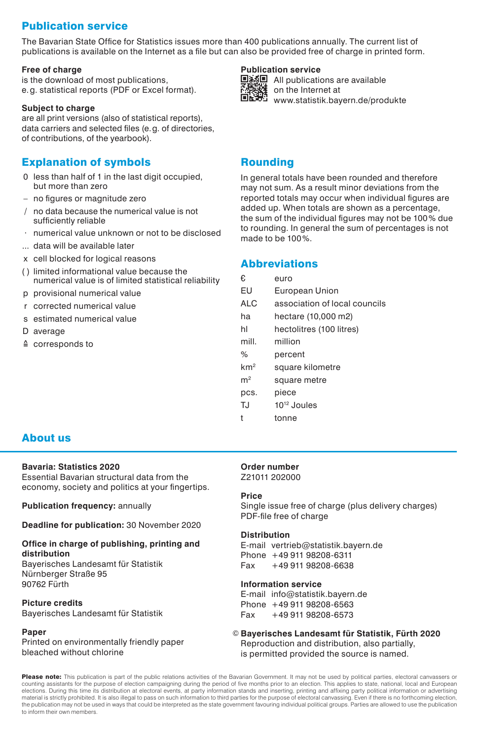## Publication service

The Bavarian State Office for Statistics issues more than 400 publications annually. The current list of publications is available on the Internet as a file but can also be provided free of charge in printed form.

**Free of charge**
is the download of most publications, e. g. statistical reports (PDF or Excel format).

**Subject to charge**
are all print versions (also of statistical reports), data carriers and selected files (e. g. of directories, of contributions, of the yearbook).

**Publication service**
All publications are available on the Internet at www.statistik.bayern.de/produkte

## Explanation of symbols

- 0 less than half of 1 in the last digit occupied, but more than zero
- – no figures or magnitude zero
- / no data because the numerical value is not sufficiently reliable
- · numerical value unknown or not to be disclosed
- ... data will be available later
- x cell blocked for logical reasons
- ( ) limited informational value because the numerical value is of limited statistical reliability
- p provisional numerical value
- r corrected numerical value
- s estimated numerical value
- D average
- ≙ corresponds to

## Rounding

In general totals have been rounded and therefore may not sum. As a result minor deviations from the reported totals may occur when individual figures are added up. When totals are shown as a percentage, the sum of the individual figures may not be 100 % due to rounding. In general the sum of percentages is not made to be 100 %.

## Abbreviations

| | |
|---|---|
| € | euro |
| EU | European Union |
| ALC | association of local councils |
| ha | hectare (10,000 m2) |
| hl | hectolitres (100 litres) |
| mill. | million |
| % | percent |
| $km^2$ | square kilometre |
| $m^2$ | square metre |
| pcs. | piece |
| TJ | $10^{12}$ Joules |
| t | tonne |

## About us

**Bavaria: Statistics 2020**
Essential Bavarian structural data from the economy, society and politics at your fingertips.

**Publication frequency:** annually

**Deadline for publication:** 30 November 2020

**Office in charge of publishing, printing and distribution**
Bayerisches Landesamt für Statistik
Nürnberger Straße 95
90762 Fürth

**Picture credits**
Bayerisches Landesamt für Statistik

**Paper**
Printed on environmentally friendly paper bleached without chlorine

**Order number**
Z21011 202000

**Price**
Single issue free of charge (plus delivery charges)
PDF-file free of charge

**Distribution**
E-mail vertrieb@statistik.bayern.de
Phone +49 911 98208-6311
Fax +49 911 98208-6638

**Information service**
E-mail info@statistik.bayern.de
Phone +49 911 98208-6563
Fax +49 911 98208-6573

**© Bayerisches Landesamt für Statistik, Fürth 2020**
Reproduction and distribution, also partially, is permitted provided the source is named.

**Please note:** This publication is part of the public relations activities of the Bavarian Government. It may not be used by political parties, electoral canvassers or counting assistants for the purpose of election campaigning during the period of five months prior to an election. This applies to state, national, local and European elections. During this time its distribution at electoral events, at party information stands and inserting, printing and affixing party political information or advertising material is strictly prohibited. It is also illegal to pass on such information to third parties for the purpose of electoral canvassing. Even if there is no forthcoming election, the publication may not be used in ways that could be interpreted as the state government favouring individual political groups. Parties are allowed to use the publication to inform their own members.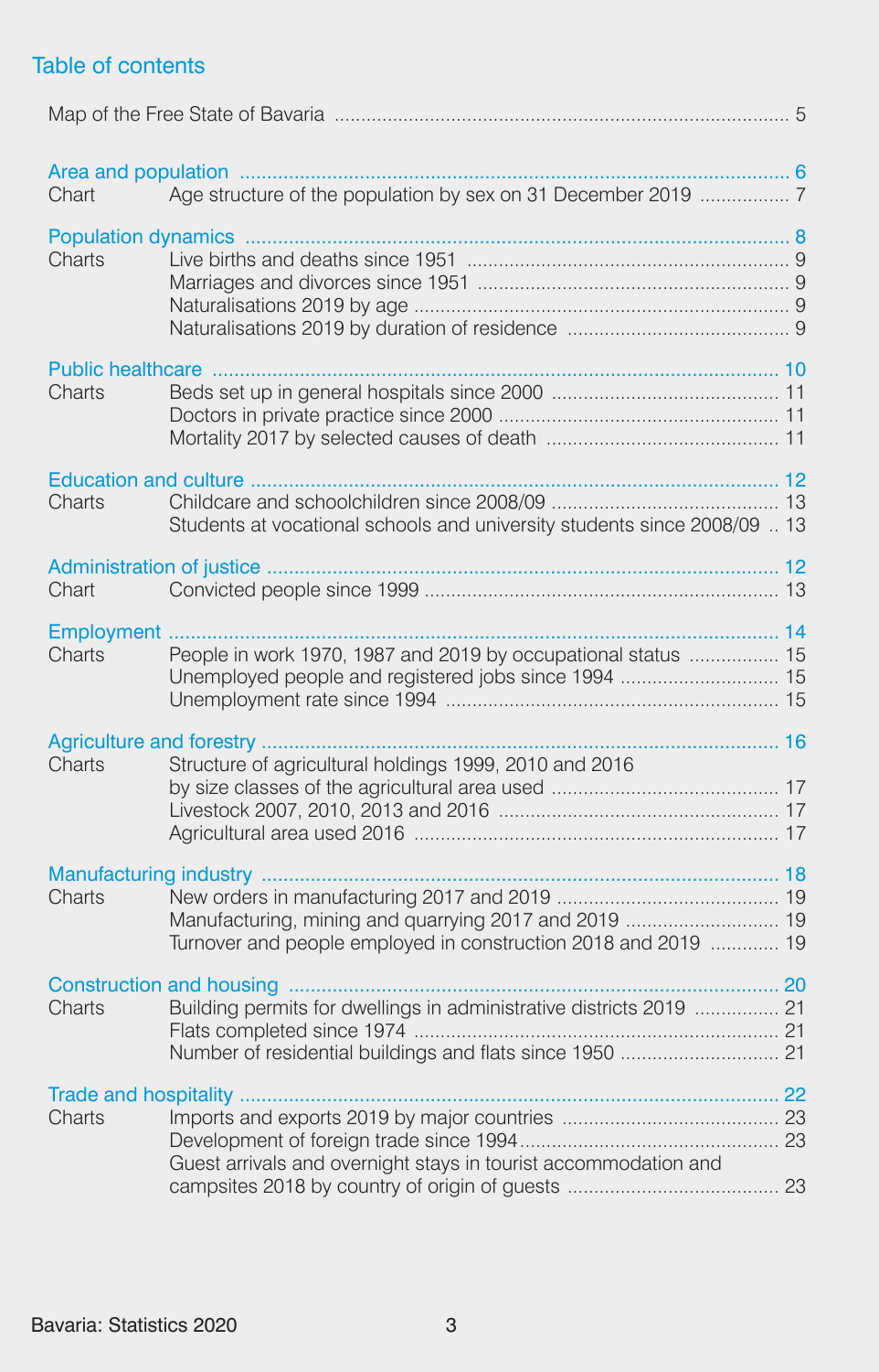# Table of contents

Map of the Free State of Bavaria .................... 5

**Area and population** .................... 6

Chart — Age structure of the population by sex on 31 December 2019 .................... 7

**Population dynamics** .................... 8

Charts
- Live births and deaths since 1951 .................... 9
- Marriages and divorces since 1951 .................... 9
- Naturalisations 2019 by age .................... 9
- Naturalisations 2019 by duration of residence .................... 9

**Public healthcare** .................... 10

Charts
- Beds set up in general hospitals since 2000 .................... 11
- Doctors in private practice since 2000 .................... 11
- Mortality 2017 by selected causes of death .................... 11

**Education and culture** .................... 12

Charts
- Childcare and schoolchildren since 2008/09 .................... 13
- Students at vocational schools and university students since 2008/09 .. 13

**Administration of justice** .................... 12

Chart — Convicted people since 1999 .................... 13

**Employment** .................... 14

Charts
- People in work 1970, 1987 and 2019 by occupational status .................... 15
- Unemployed people and registered jobs since 1994 .................... 15
- Unemployment rate since 1994 .................... 15

**Agriculture and forestry** .................... 16

Charts
- Structure of agricultural holdings 1999, 2010 and 2016 by size classes of the agricultural area used .................... 17
- Livestock 2007, 2010, 2013 and 2016 .................... 17
- Agricultural area used 2016 .................... 17

**Manufacturing industry** .................... 18

Charts
- New orders in manufacturing 2017 and 2019 .................... 19
- Manufacturing, mining and quarrying 2017 and 2019 .................... 19
- Turnover and people employed in construction 2018 and 2019 .................... 19

**Construction and housing** .................... 20

Charts
- Building permits for dwellings in administrative districts 2019 .................... 21
- Flats completed since 1974 .................... 21
- Number of residential buildings and flats since 1950 .................... 21

**Trade and hospitality** .................... 22

Charts
- Imports and exports 2019 by major countries .................... 23
- Development of foreign trade since 1994.................... 23
- Guest arrivals and overnight stays in tourist accommodation and campsites 2018 by country of origin of guests .................... 23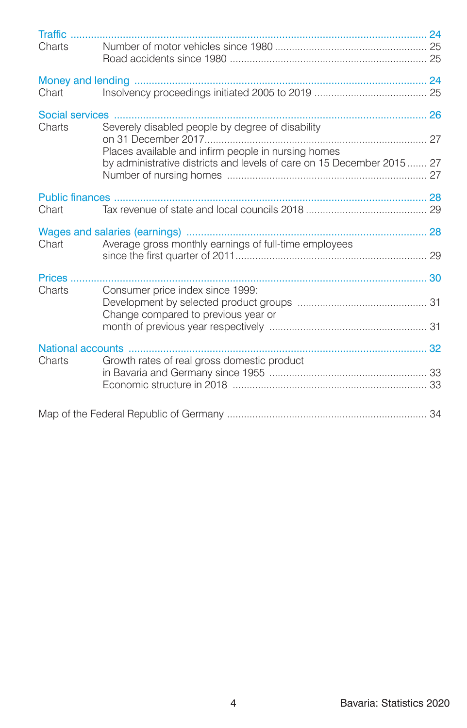Traffic ........ 24

Charts
- Number of motor vehicles since 1980 ........ 25
- Road accidents since 1980 ........ 25

Money and lending ........ 24

Chart
- Insolvency proceedings initiated 2005 to 2019 ........ 25

Social services ........ 26

Charts
- Severely disabled people by degree of disability on 31 December 2017 ........ 27
- Places available and infirm people in nursing homes by administrative districts and levels of care on 15 December 2015 ........ 27
- Number of nursing homes ........ 27

Public finances ........ 28

Chart
- Tax revenue of state and local councils 2018 ........ 29

Wages and salaries (earnings) ........ 28

Chart
- Average gross monthly earnings of full-time employees since the first quarter of 2011 ........ 29

Prices ........ 30

Charts
- Consumer price index since 1999: Development by selected product groups ........ 31
- Change compared to previous year or month of previous year respectively ........ 31

National accounts ........ 32

Charts
- Growth rates of real gross domestic product in Bavaria and Germany since 1955 ........ 33
- Economic structure in 2018 ........ 33

Map of the Federal Republic of Germany ........ 34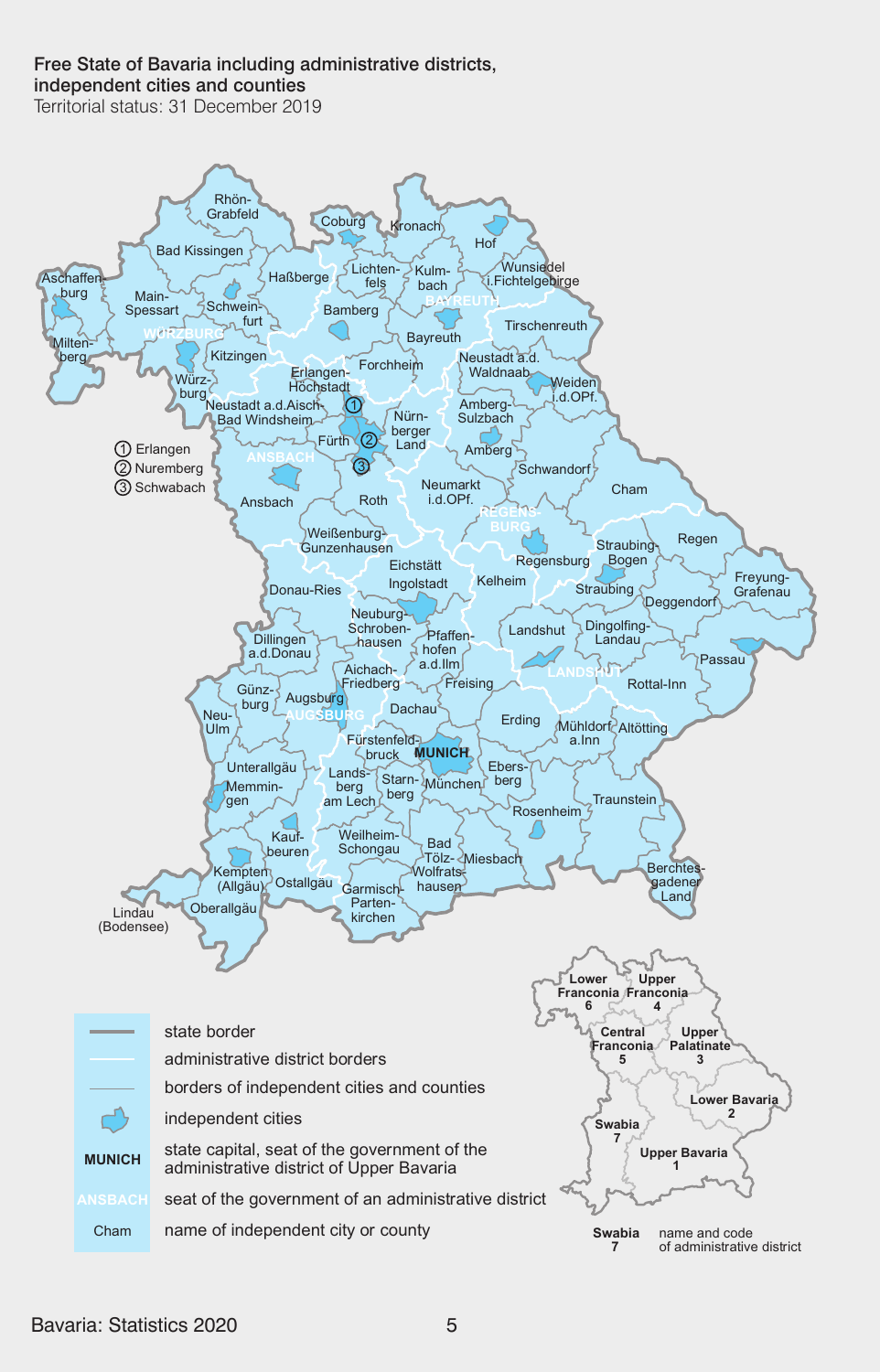## Free State of Bavaria including administrative districts, independent cities and counties

Territorial status: 31 December 2019

① Erlangen
② Nuremberg
③ Schwabach

| Symbol | Meaning |
| --- | --- |
| | state border |
| | administrative district borders |
| | borders of independent cities and counties |
| | independent cities |
| MUNICH | state capital, seat of the government of the administrative district of Upper Bavaria |
| ANSBACH | seat of the government of an administrative district |
| Cham | name of independent city or county |

| Administrative district | Code |
| --- | --- |
| Upper Bavaria | 1 |
| Lower Bavaria | 2 |
| Upper Palatinate | 3 |
| Upper Franconia | 4 |
| Central Franconia | 5 |
| Lower Franconia | 6 |
| Swabia | 7 |

Swabia 7 — name and code of administrative district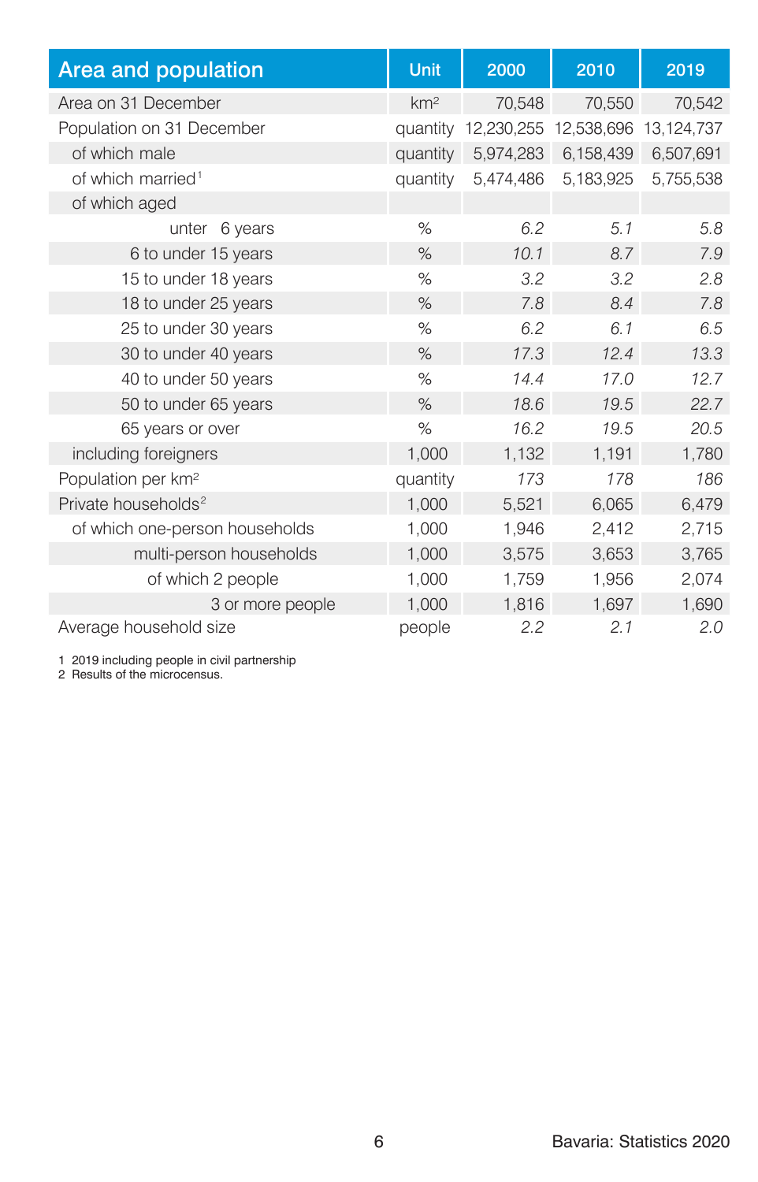| Area and population | Unit | 2000 | 2010 | 2019 |
|---|---|---|---|---|
| Area on 31 December | km² | 70,548 | 70,550 | 70,542 |
| Population on 31 December | quantity | 12,230,255 | 12,538,696 | 13,124,737 |
| of which male | quantity | 5,974,283 | 6,158,439 | 6,507,691 |
| of which married[1] | quantity | 5,474,486 | 5,183,925 | 5,755,538 |
| of which aged | | | | |
| unter 6 years | % | *6.2* | *5.1* | *5.8* |
| 6 to under 15 years | % | *10.1* | *8.7* | *7.9* |
| 15 to under 18 years | % | *3.2* | *3.2* | *2.8* |
| 18 to under 25 years | % | *7.8* | *8.4* | *7.8* |
| 25 to under 30 years | % | *6.2* | *6.1* | *6.5* |
| 30 to under 40 years | % | *17.3* | *12.4* | *13.3* |
| 40 to under 50 years | % | *14.4* | *17.0* | *12.7* |
| 50 to under 65 years | % | *18.6* | *19.5* | *22.7* |
| 65 years or over | % | *16.2* | *19.5* | *20.5* |
| including foreigners | 1,000 | 1,132 | 1,191 | 1,780 |
| Population per km² | quantity | *173* | *178* | *186* |
| Private households[2] | 1,000 | 5,521 | 6,065 | 6,479 |
| of which one-person households | 1,000 | 1,946 | 2,412 | 2,715 |
| multi-person households | 1,000 | 3,575 | 3,653 | 3,765 |
| of which 2 people | 1,000 | 1,759 | 1,956 | 2,074 |
| 3 or more people | 1,000 | 1,816 | 1,697 | 1,690 |
| Average household size | people | *2.2* | *2.1* | *2.0* |

1 2019 including people in civil partnership
2 Results of the microcensus.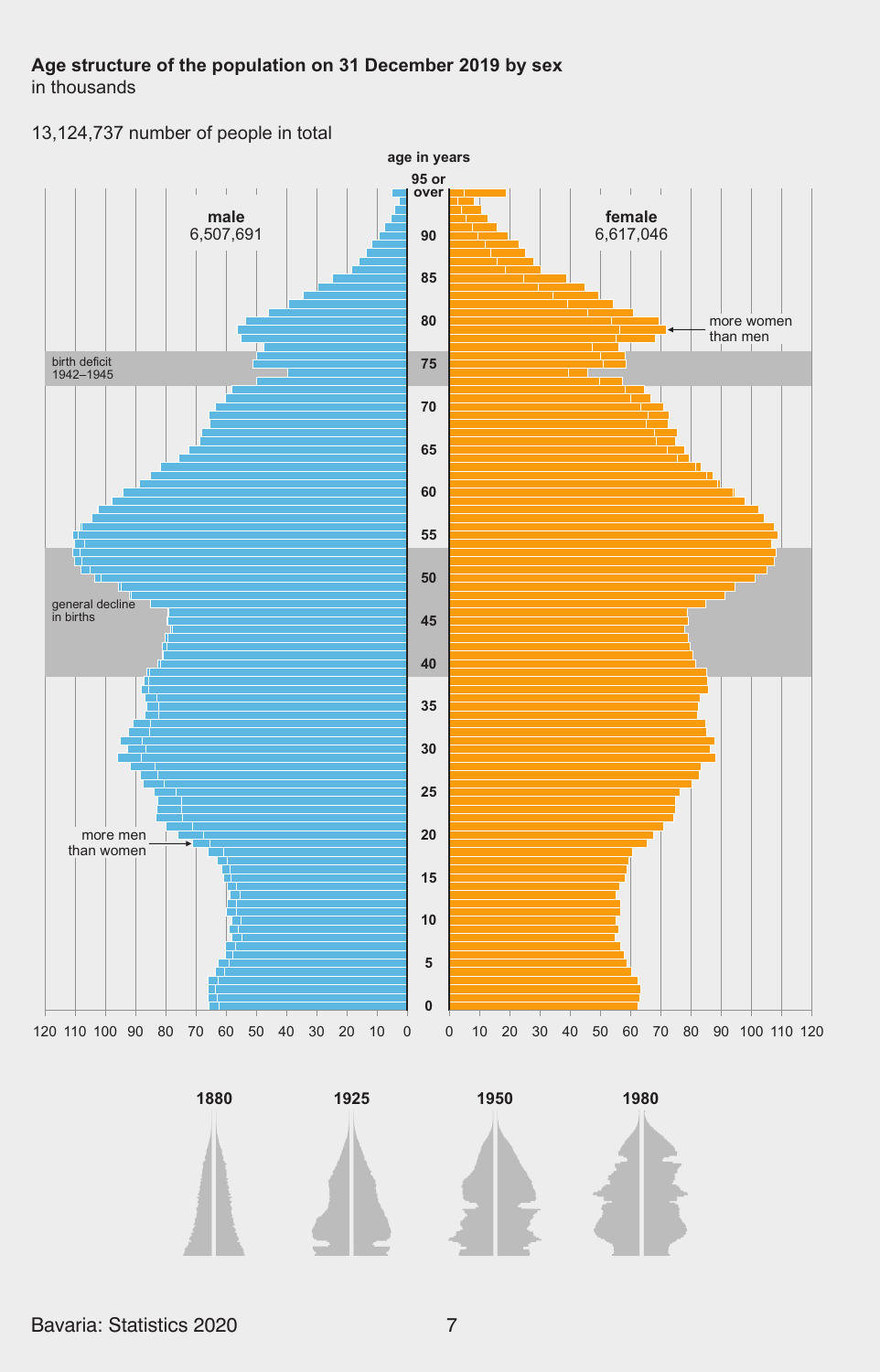**Age structure of the population on 31 December 2019 by sex**
in thousands

13,124,737 number of people in total

age in years

**male**
6,507,691

**female**
6,617,046

95 or over

90

85

80

75

70

65

60

55

50

45

40

35

30

25

20

15

10

5

0

birth deficit 1942–1945

general decline in births

more women than men

more men than women

120 110 100 90 80 70 60 50 40 30 20 10 0

0 10 20 30 40 50 60 70 80 90 100 110 120

**1880** **1925** **1950** **1980**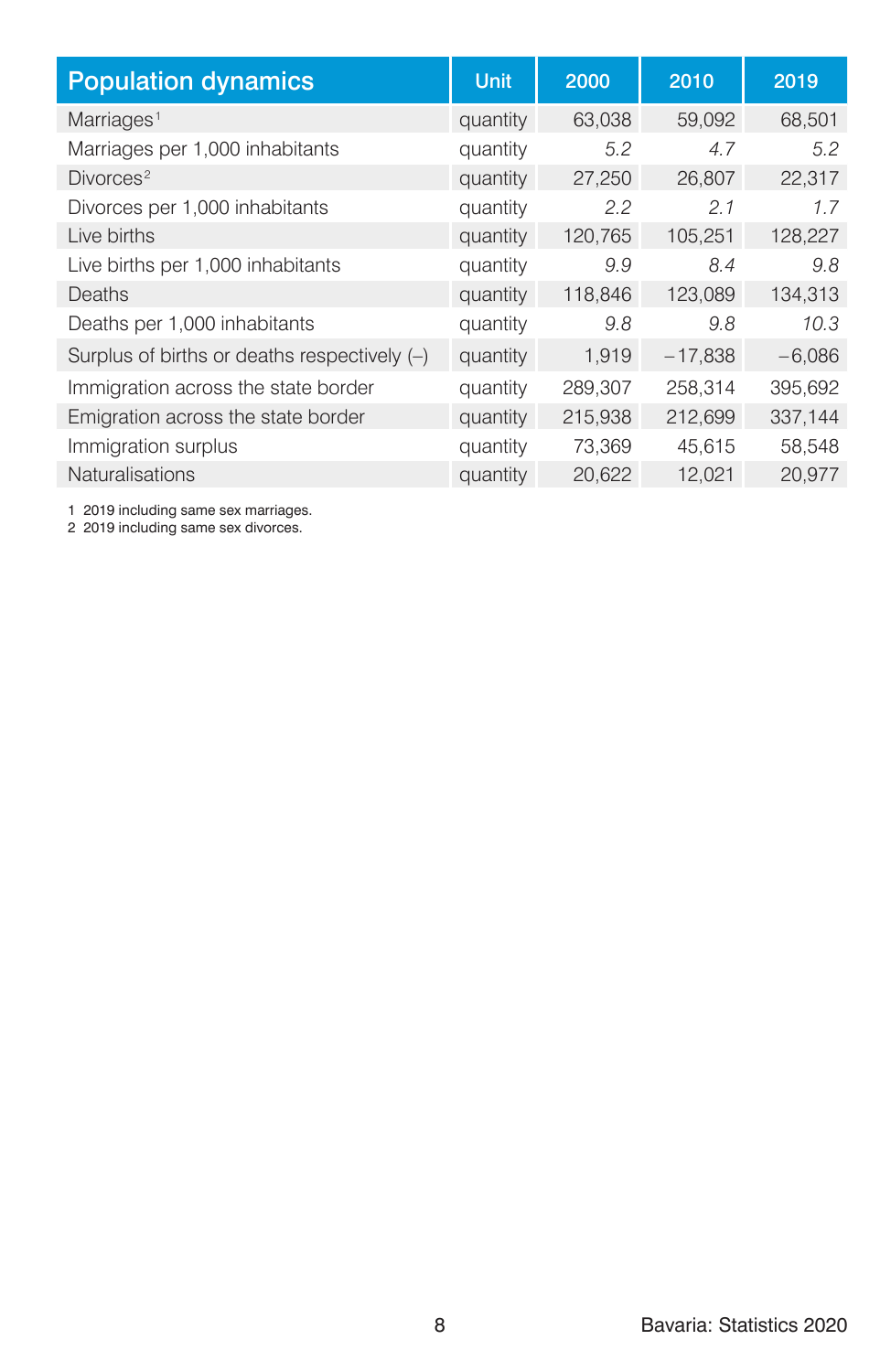| Population dynamics | Unit | 2000 | 2010 | 2019 |
|---|---|---|---|---|
| Marriages[1] | quantity | 63,038 | 59,092 | 68,501 |
| Marriages per 1,000 inhabitants | quantity | *5.2* | *4.7* | *5.2* |
| Divorces[2] | quantity | 27,250 | 26,807 | 22,317 |
| Divorces per 1,000 inhabitants | quantity | *2.2* | *2.1* | *1.7* |
| Live births | quantity | 120,765 | 105,251 | 128,227 |
| Live births per 1,000 inhabitants | quantity | *9.9* | *8.4* | *9.8* |
| Deaths | quantity | 118,846 | 123,089 | 134,313 |
| Deaths per 1,000 inhabitants | quantity | *9.8* | *9.8* | *10.3* |
| Surplus of births or deaths respectively (–) | quantity | 1,919 | –17,838 | –6,086 |
| Immigration across the state border | quantity | 289,307 | 258,314 | 395,692 |
| Emigration across the state border | quantity | 215,938 | 212,699 | 337,144 |
| Immigration surplus | quantity | 73,369 | 45,615 | 58,548 |
| Naturalisations | quantity | 20,622 | 12,021 | 20,977 |

1 2019 including same sex marriages.
2 2019 including same sex divorces.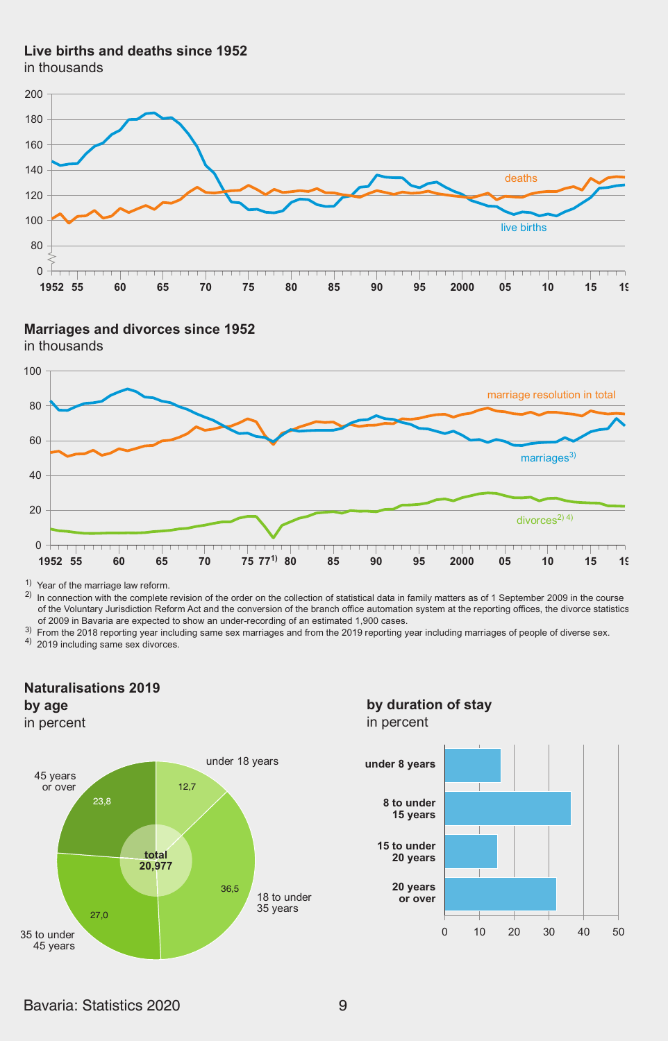## Live births and deaths since 1952

in thousands

deaths

live births

## Marriages and divorces since 1952

in thousands

marriage resolution in total

marriages[3]

divorces[2) 4)]

1952 55 60 65 70 75 77[1)] 80 85 90 95 2000 05 10 15 19

1) Year of the marriage law reform.

2) In connection with the complete revision of the order on the collection of statistical data in family matters as of 1 September 2009 in the course of the Voluntary Jurisdiction Reform Act and the conversion of the branch office automation system at the reporting offices, the divorce statistics of 2009 in Bavaria are expected to show an under-recording of an estimated 1,900 cases.

3) From the 2018 reporting year including same sex marriages and from the 2019 reporting year including marriages of people of diverse sex.

4) 2019 including same sex divorces.

## Naturalisations 2019

### by age

in percent

| Age | Percent |
|---|---|
| under 18 years | 12,7 |
| 18 to under 35 years | 36,5 |
| 35 to under 45 years | 27,0 |
| 45 years or over | 23,8 |
| total | 20,977 |

### by duration of stay

in percent

under 8 years

8 to under 15 years

15 to under 20 years

20 years or over

Bavaria: Statistics 2020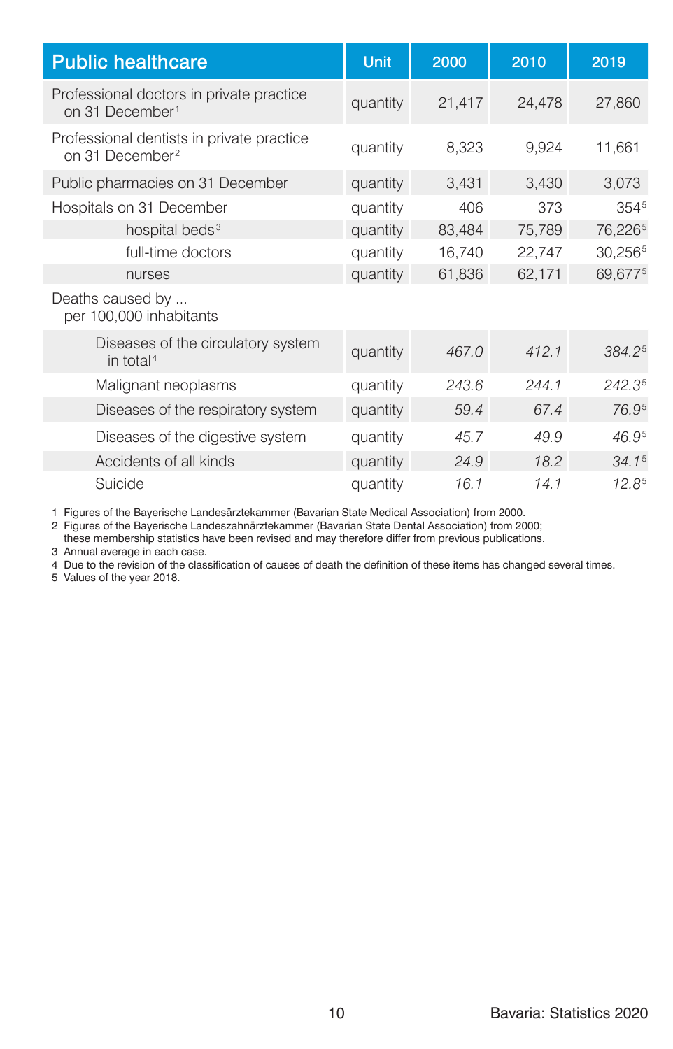| Public healthcare | Unit | 2000 | 2010 | 2019 |
|---|---|---|---|---|
| Professional doctors in private practice on 31 December[1] | quantity | 21,417 | 24,478 | 27,860 |
| Professional dentists in private practice on 31 December[2] | quantity | 8,323 | 9,924 | 11,661 |
| Public pharmacies on 31 December | quantity | 3,431 | 3,430 | 3,073 |
| Hospitals on 31 December | quantity | 406 | 373 | 354[5] |
| hospital beds[3] | quantity | 83,484 | 75,789 | 76,226[5] |
| full-time doctors | quantity | 16,740 | 22,747 | 30,256[5] |
| nurses | quantity | 61,836 | 62,171 | 69,677[5] |
| Deaths caused by ... per 100,000 inhabitants | | | | |
| Diseases of the circulatory system in total[4] | quantity | *467.0* | *412.1* | *384.2*[5] |
| Malignant neoplasms | quantity | *243.6* | *244.1* | *242.3*[5] |
| Diseases of the respiratory system | quantity | *59.4* | *67.4* | *76.9*[5] |
| Diseases of the digestive system | quantity | *45.7* | *49.9* | *46.9*[5] |
| Accidents of all kinds | quantity | *24.9* | *18.2* | *34.1*[5] |
| Suicide | quantity | *16.1* | *14.1* | *12.8*[5] |

1 Figures of the Bayerische Landesärztekammer (Bavarian State Medical Association) from 2000.
2 Figures of the Bayerische Landeszahnärztekammer (Bavarian State Dental Association) from 2000; these membership statistics have been revised and may therefore differ from previous publications.
3 Annual average in each case.
4 Due to the revision of the classification of causes of death the definition of these items has changed several times.
5 Values of the year 2018.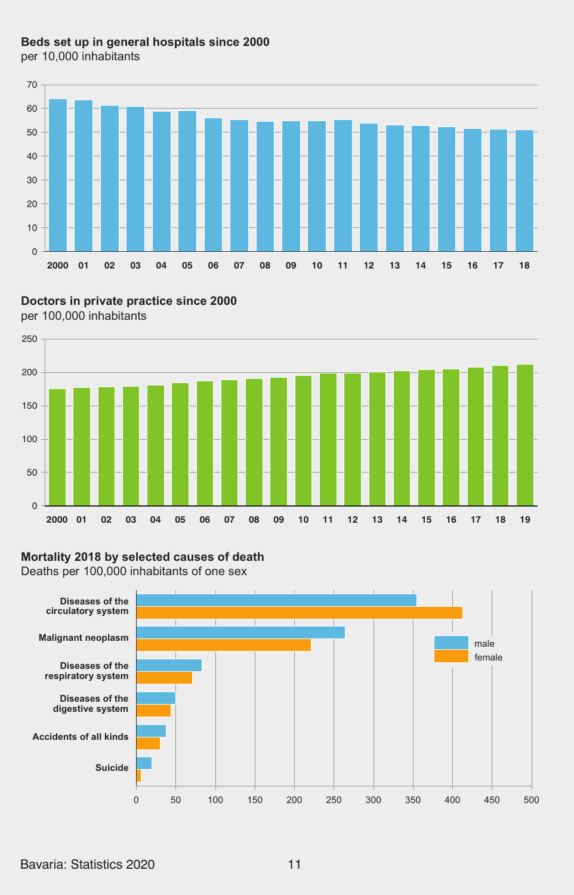**Beds set up in general hospitals since 2000**
per 10,000 inhabitants

**Doctors in private practice since 2000**
per 100,000 inhabitants

**Mortality 2018 by selected causes of death**
Deaths per 100,000 inhabitants of one sex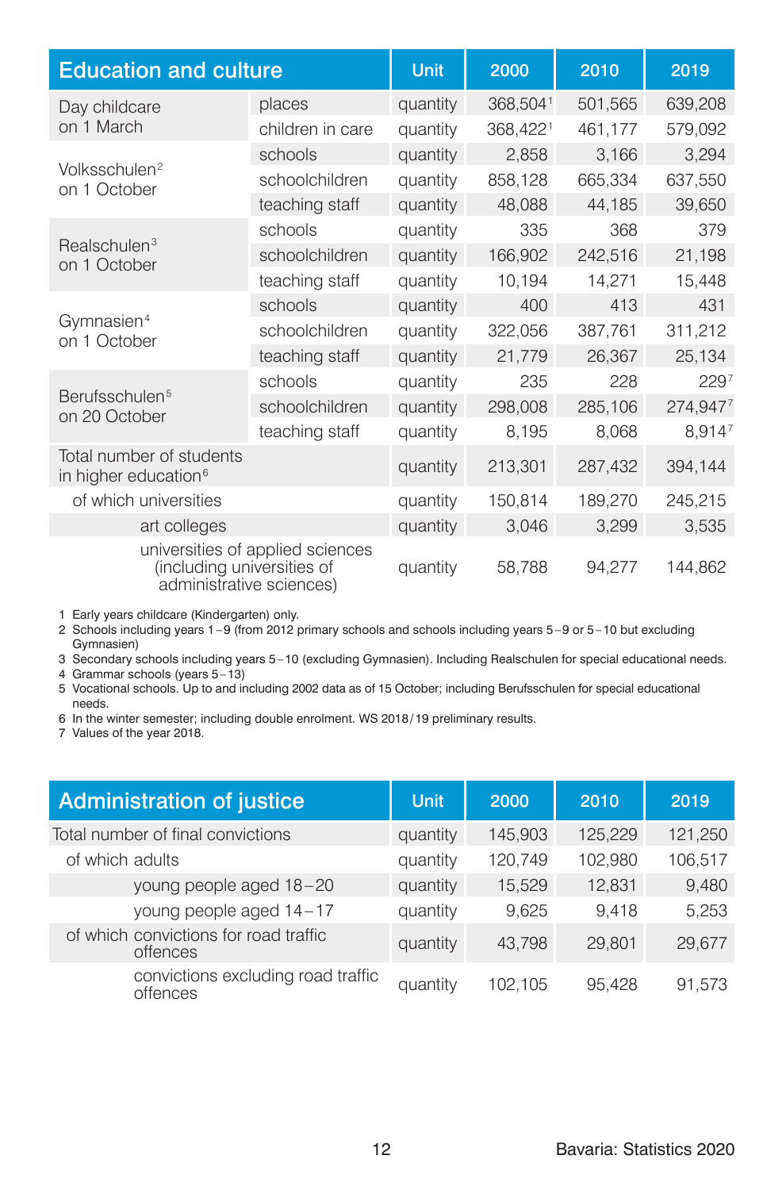| Education and culture | | Unit | 2000 | 2010 | 2019 |
|---|---|---|---|---|---|
| Day childcare on 1 March | places | quantity | 368,504[1] | 501,565 | 639,208 |
| | children in care | quantity | 368,422[1] | 461,177 | 579,092 |
| Volksschulen[2] on 1 October | schools | quantity | 2,858 | 3,166 | 3,294 |
| | schoolchildren | quantity | 858,128 | 665,334 | 637,550 |
| | teaching staff | quantity | 48,088 | 44,185 | 39,650 |
| Realschulen[3] on 1 October | schools | quantity | 335 | 368 | 379 |
| | schoolchildren | quantity | 166,902 | 242,516 | 21,198 |
| | teaching staff | quantity | 10,194 | 14,271 | 15,448 |
| Gymnasien[4] on 1 October | schools | quantity | 400 | 413 | 431 |
| | schoolchildren | quantity | 322,056 | 387,761 | 311,212 |
| | teaching staff | quantity | 21,779 | 26,367 | 25,134 |
| Berufsschulen[5] on 20 October | schools | quantity | 235 | 228 | 229[7] |
| | schoolchildren | quantity | 298,008 | 285,106 | 274,947[7] |
| | teaching staff | quantity | 8,195 | 8,068 | 8,914[7] |
| Total number of students in higher education[6] | | quantity | 213,301 | 287,432 | 394,144 |
| of which universities | | quantity | 150,814 | 189,270 | 245,215 |
| art colleges | | quantity | 3,046 | 3,299 | 3,535 |
| universities of applied sciences (including universities of administrative sciences) | | quantity | 58,788 | 94,277 | 144,862 |

1 Early years childcare (Kindergarten) only.
2 Schools including years 1–9 (from 2012 primary schools and schools including years 5–9 or 5–10 but excluding Gymnasien)
3 Secondary schools including years 5–10 (excluding Gymnasien). Including Realschulen for special educational needs.
4 Grammar schools (years 5–13)
5 Vocational schools. Up to and including 2002 data as of 15 October; including Berufsschulen for special educational needs.
6 In the winter semester; including double enrolment. WS 2018/19 preliminary results.
7 Values of the year 2018.

| Administration of justice | Unit | 2000 | 2010 | 2019 |
|---|---|---|---|---|
| Total number of final convictions | quantity | 145,903 | 125,229 | 121,250 |
| of which adults | quantity | 120,749 | 102,980 | 106,517 |
| young people aged 18–20 | quantity | 15,529 | 12,831 | 9,480 |
| young people aged 14–17 | quantity | 9,625 | 9,418 | 5,253 |
| of which convictions for road traffic offences | quantity | 43,798 | 29,801 | 29,677 |
| convictions excluding road traffic offences | quantity | 102,105 | 95,428 | 91,573 |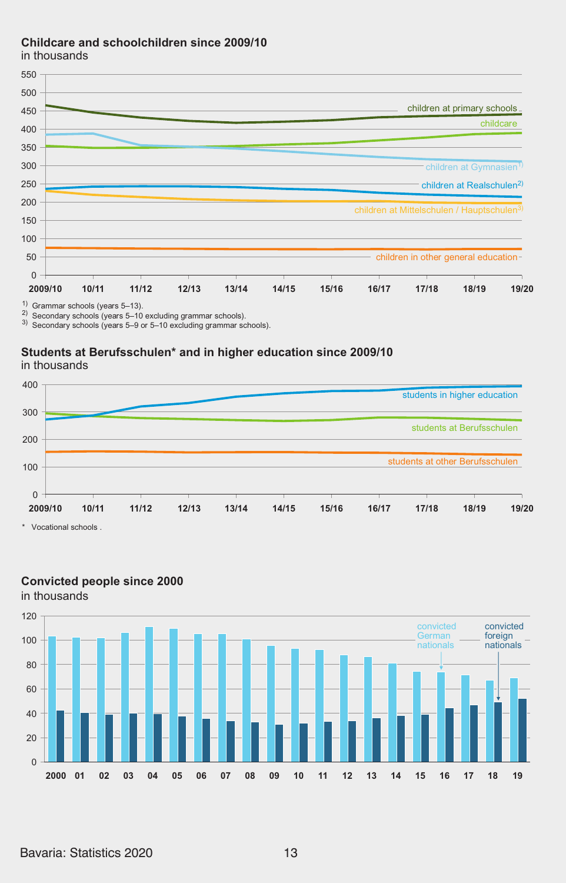### Childcare and schoolchildren since 2009/10

in thousands

550
500
450
400
350
300
250
200
150
100
50
0

2009/10 10/11 11/12 12/13 13/14 14/15 15/16 16/17 17/18 18/19 19/20

children at primary schools
childcare
children at Gymnasien[1]
children at Realschulen[2]
children at Mittelschulen / Hauptschulen[3]
children in other general education

1) Grammar schools (years 5–13).
2) Secondary schools (years 5–10 excluding grammar schools).
3) Secondary schools (years 5–9 or 5–10 excluding grammar schools).

### Students at Berufsschulen* and in higher education since 2009/10

in thousands

400
300
200
100
0

2009/10 10/11 11/12 12/13 13/14 14/15 15/16 16/17 17/18 18/19 19/20

students in higher education
students at Berufsschulen
students at other Berufsschulen

\* Vocational schools .

### Convicted people since 2000

in thousands

120
100
80
60
40
20
0

2000 01 02 03 04 05 06 07 08 09 10 11 12 13 14 15 16 17 18 19

convicted German nationals
convicted foreign nationals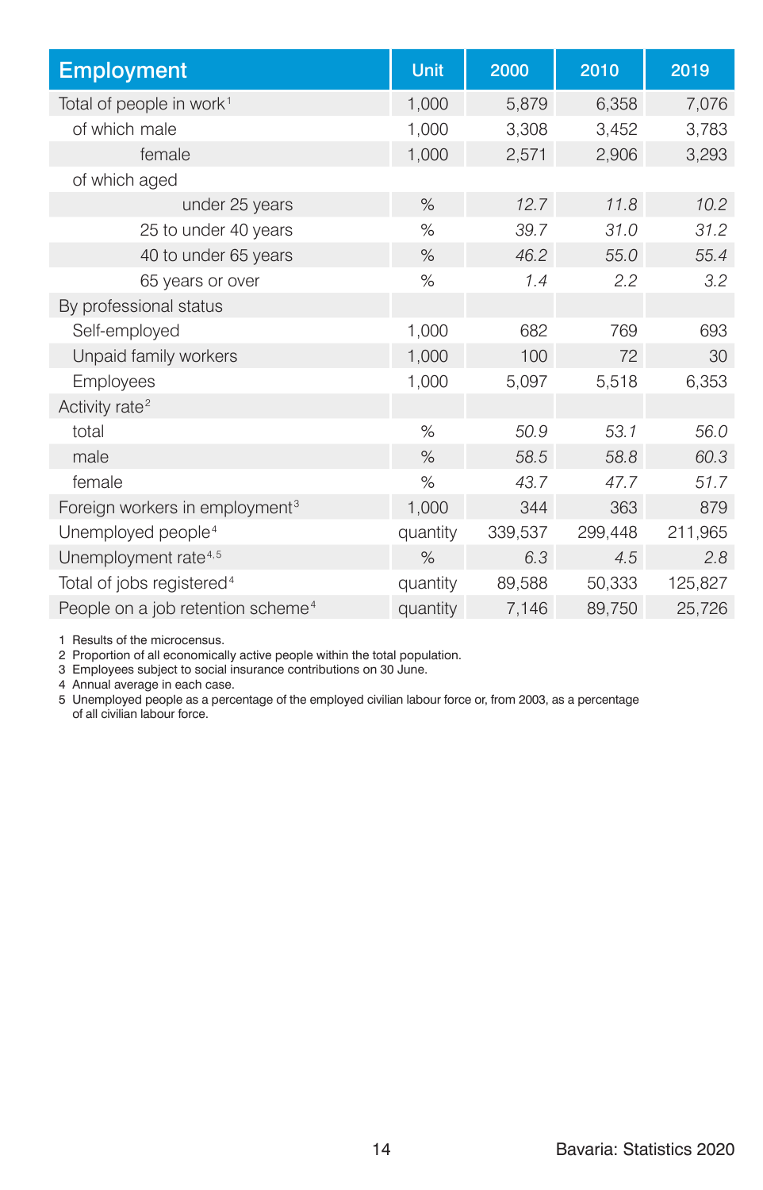| Employment | Unit | 2000 | 2010 | 2019 |
|---|---|---|---|---|
| Total of people in work[1] | 1,000 | 5,879 | 6,358 | 7,076 |
| of which male | 1,000 | 3,308 | 3,452 | 3,783 |
| female | 1,000 | 2,571 | 2,906 | 3,293 |
| of which aged | | | | |
| under 25 years | % | *12.7* | *11.8* | *10.2* |
| 25 to under 40 years | % | *39.7* | *31.0* | *31.2* |
| 40 to under 65 years | % | *46.2* | *55.0* | *55.4* |
| 65 years or over | % | *1.4* | *2.2* | *3.2* |
| By professional status | | | | |
| Self-employed | 1,000 | 682 | 769 | 693 |
| Unpaid family workers | 1,000 | 100 | 72 | 30 |
| Employees | 1,000 | 5,097 | 5,518 | 6,353 |
| Activity rate[2] | | | | |
| total | % | *50.9* | *53.1* | *56.0* |
| male | % | *58.5* | *58.8* | *60.3* |
| female | % | *43.7* | *47.7* | *51.7* |
| Foreign workers in employment[3] | 1,000 | 344 | 363 | 879 |
| Unemployed people[4] | quantity | 339,537 | 299,448 | 211,965 |
| Unemployment rate[4,5] | % | *6.3* | *4.5* | *2.8* |
| Total of jobs registered[4] | quantity | 89,588 | 50,333 | 125,827 |
| People on a job retention scheme[4] | quantity | 7,146 | 89,750 | 25,726 |

1 Results of the microcensus.
2 Proportion of all economically active people within the total population.
3 Employees subject to social insurance contributions on 30 June.
4 Annual average in each case.
5 Unemployed people as a percentage of the employed civilian labour force or, from 2003, as a percentage of all civilian labour force.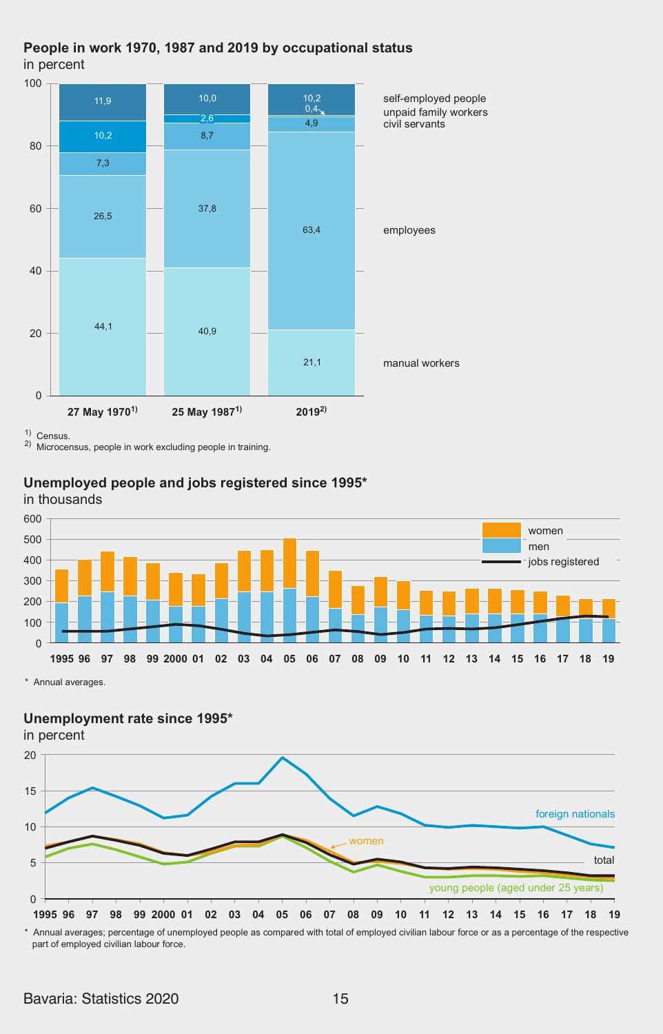## People in work 1970, 1987 and 2019 by occupational status

in percent

| | 27 May 1970[1] | 25 May 1987[1] | 2019[2] |
|---|---|---|---|
| self-employed people | 11,9 | 10,0 | 10,2 |
| unpaid family workers | 10,2 | 2,6 | 0,4 |
| civil servants | 7,3 | 8,7 | 4,9 |
| employees | 26,5 | 37,8 | 63,4 |
| manual workers | 44,1 | 40,9 | 21,1 |

1) Census.
2) Microcensus, people in work excluding people in training.

## Unemployed people and jobs registered since 1995*

in thousands

Legend: women, men, jobs registered

Years: 1995, 96, 97, 98, 99, 2000, 01, 02, 03, 04, 05, 06, 07, 08, 09, 10, 11, 12, 13, 14, 15, 16, 17, 18, 19

\* Annual averages.

## Unemployment rate since 1995*

in percent

Legend: foreign nationals, women, total, young people (aged under 25 years)

Years: 1995, 96, 97, 98, 99, 2000, 01, 02, 03, 04, 05, 06, 07, 08, 09, 10, 11, 12, 13, 14, 15, 16, 17, 18, 19

\* Annual averages; percentage of unemployed people as compared with total of employed civilian labour force or as a percentage of the respective part of employed civilian labour force.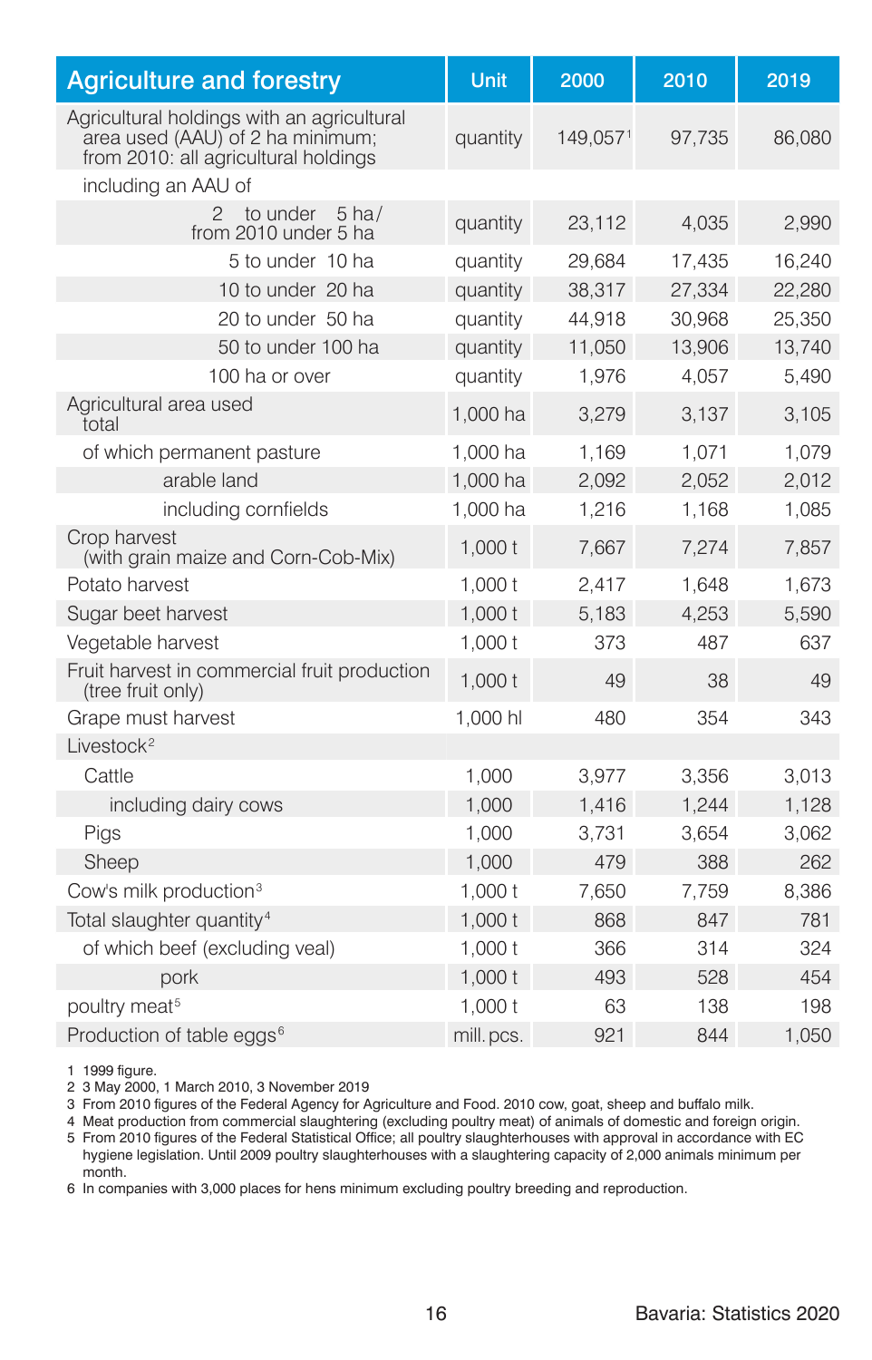| Agriculture and forestry | Unit | 2000 | 2010 | 2019 |
|---|---|---|---|---|
| Agricultural holdings with an agricultural area used (AAU) of 2 ha minimum; from 2010: all agricultural holdings | quantity | 149,057[1] | 97,735 | 86,080 |
| including an AAU of | | | | |
| 2 to under 5 ha/ from 2010 under 5 ha | quantity | 23,112 | 4,035 | 2,990 |
| 5 to under 10 ha | quantity | 29,684 | 17,435 | 16,240 |
| 10 to under 20 ha | quantity | 38,317 | 27,334 | 22,280 |
| 20 to under 50 ha | quantity | 44,918 | 30,968 | 25,350 |
| 50 to under 100 ha | quantity | 11,050 | 13,906 | 13,740 |
| 100 ha or over | quantity | 1,976 | 4,057 | 5,490 |
| Agricultural area used total | 1,000 ha | 3,279 | 3,137 | 3,105 |
| of which permanent pasture | 1,000 ha | 1,169 | 1,071 | 1,079 |
| arable land | 1,000 ha | 2,092 | 2,052 | 2,012 |
| including cornfields | 1,000 ha | 1,216 | 1,168 | 1,085 |
| Crop harvest (with grain maize and Corn-Cob-Mix) | 1,000 t | 7,667 | 7,274 | 7,857 |
| Potato harvest | 1,000 t | 2,417 | 1,648 | 1,673 |
| Sugar beet harvest | 1,000 t | 5,183 | 4,253 | 5,590 |
| Vegetable harvest | 1,000 t | 373 | 487 | 637 |
| Fruit harvest in commercial fruit production (tree fruit only) | 1,000 t | 49 | 38 | 49 |
| Grape must harvest | 1,000 hl | 480 | 354 | 343 |
| Livestock[2] | | | | |
| Cattle | 1,000 | 3,977 | 3,356 | 3,013 |
| including dairy cows | 1,000 | 1,416 | 1,244 | 1,128 |
| Pigs | 1,000 | 3,731 | 3,654 | 3,062 |
| Sheep | 1,000 | 479 | 388 | 262 |
| Cow's milk production[3] | 1,000 t | 7,650 | 7,759 | 8,386 |
| Total slaughter quantity[4] | 1,000 t | 868 | 847 | 781 |
| of which beef (excluding veal) | 1,000 t | 366 | 314 | 324 |
| pork | 1,000 t | 493 | 528 | 454 |
| poultry meat[5] | 1,000 t | 63 | 138 | 198 |
| Production of table eggs[6] | mill. pcs. | 921 | 844 | 1,050 |

1 1999 figure.
2 3 May 2000, 1 March 2010, 3 November 2019
3 From 2010 figures of the Federal Agency for Agriculture and Food. 2010 cow, goat, sheep and buffalo milk.
4 Meat production from commercial slaughtering (excluding poultry meat) of animals of domestic and foreign origin.
5 From 2010 figures of the Federal Statistical Office; all poultry slaughterhouses with approval in accordance with EC hygiene legislation. Until 2009 poultry slaughterhouses with a slaughtering capacity of 2,000 animals minimum per month.
6 In companies with 3,000 places for hens minimum excluding poultry breeding and reproduction.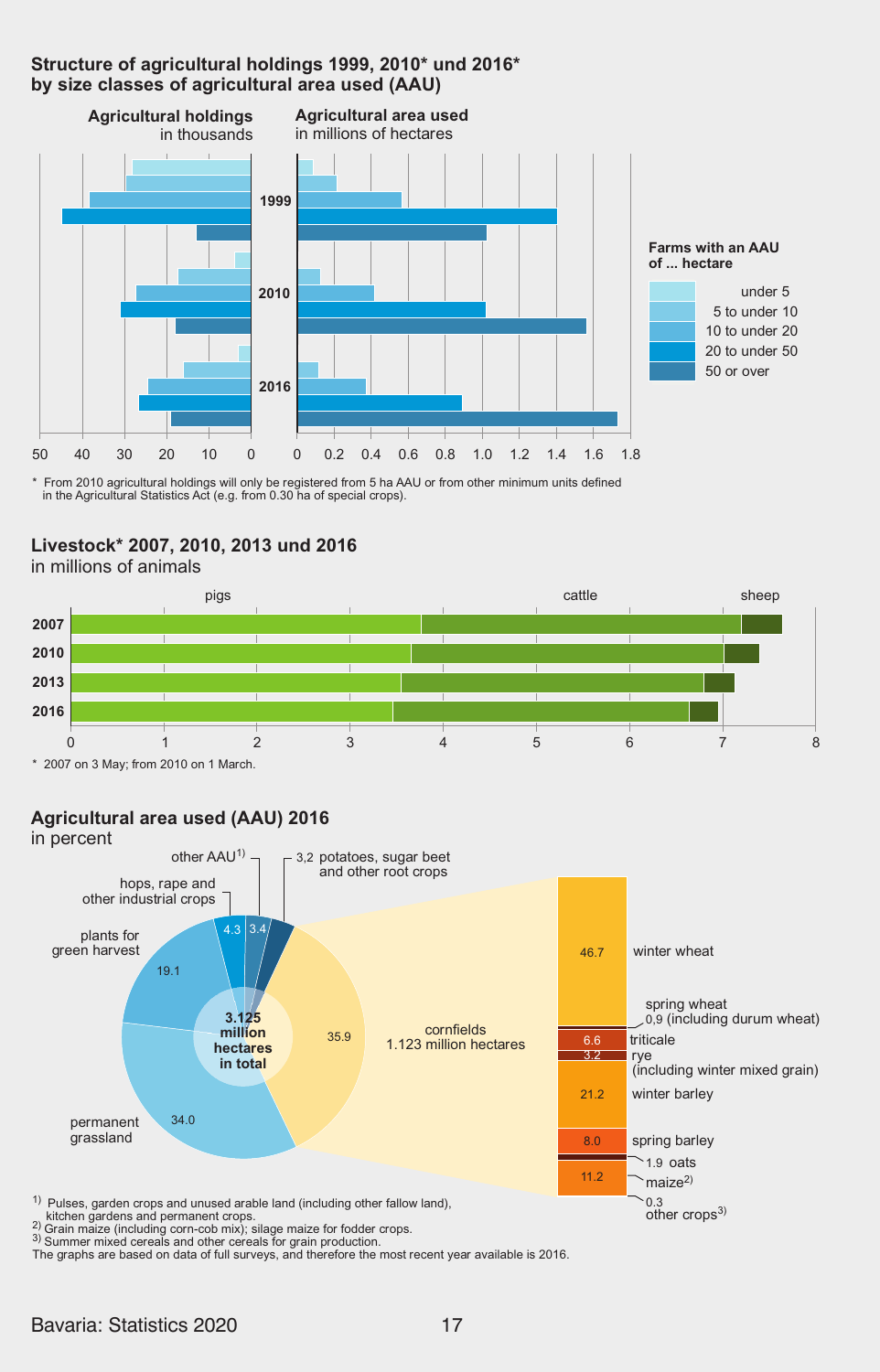## Structure of agricultural holdings 1999, 2010* und 2016* by size classes of agricultural area used (AAU)

**Agricultural holdings** in thousands

**Agricultural area used** in millions of hectares

**Farms with an AAU of ... hectare**

- under 5
- 5 to under 10
- 10 to under 20
- 20 to under 50
- 50 or over

\* From 2010 agricultural holdings will only be registered from 5 ha AAU or from other minimum units defined in the Agricultural Statistics Act (e.g. from 0.30 ha of special crops).

## Livestock* 2007, 2010, 2013 und 2016

in millions of animals

pigs, cattle, sheep

\* 2007 on 3 May; from 2010 on 1 March.

## Agricultural area used (AAU) 2016

in percent

3.125 million hectares in total

| Category | Percent |
| --- | --- |
| cornfields (1.123 million hectares) | 35.9 |
| permanent grassland | 34.0 |
| plants for green harvest | 19.1 |
| hops, rape and other industrial crops | 4.3 |
| other AAU[1] | 3.4 |
| potatoes, sugar beet and other root crops | 3,2 |

Cornfields (1.123 million hectares):

| Crop | Percent |
| --- | --- |
| winter wheat | 46.7 |
| spring wheat (including durum wheat) | 0,9 |
| triticale | 6.6 |
| rye (including winter mixed grain) | 3.2 |
| winter barley | 21.2 |
| spring barley | 8.0 |
| oats | 1.9 |
| maize[2] | 11.2 |
| other crops[3] | 0.3 |

1) Pulses, garden crops and unused arable land (including other fallow land), kitchen gardens and permanent crops.
2) Grain maize (including corn-cob mix); silage maize for fodder crops.
3) Summer mixed cereals and other cereals for grain production.
The graphs are based on data of full surveys, and therefore the most recent year available is 2016.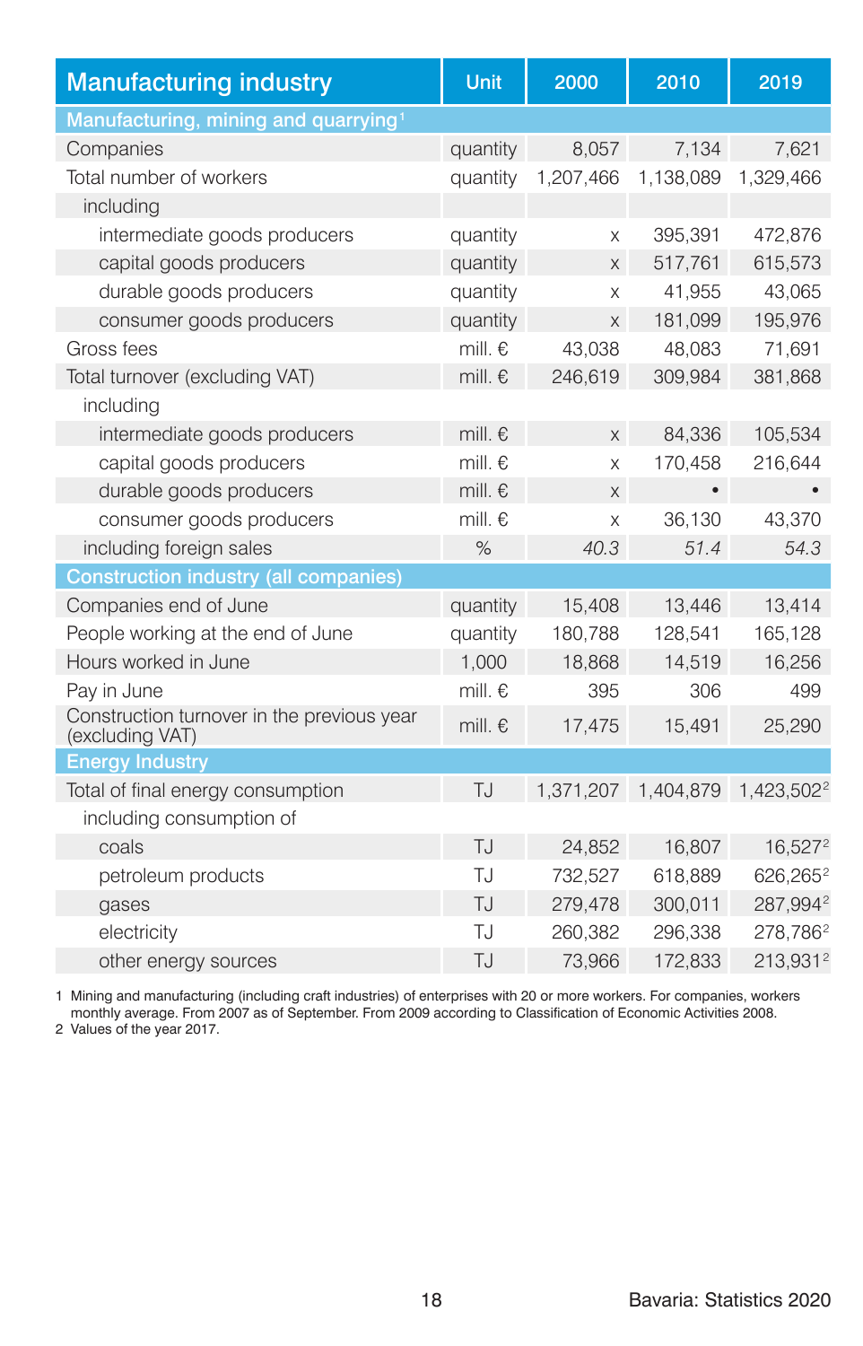| Manufacturing industry | Unit | 2000 | 2010 | 2019 |
|---|---|---|---|---|
| **Manufacturing, mining and quarrying**[1] | | | | |
| Companies | quantity | 8,057 | 7,134 | 7,621 |
| Total number of workers | quantity | 1,207,466 | 1,138,089 | 1,329,466 |
| including | | | | |
| intermediate goods producers | quantity | x | 395,391 | 472,876 |
| capital goods producers | quantity | x | 517,761 | 615,573 |
| durable goods producers | quantity | x | 41,955 | 43,065 |
| consumer goods producers | quantity | x | 181,099 | 195,976 |
| Gross fees | mill. € | 43,038 | 48,083 | 71,691 |
| Total turnover (excluding VAT) | mill. € | 246,619 | 309,984 | 381,868 |
| including | | | | |
| intermediate goods producers | mill. € | x | 84,336 | 105,534 |
| capital goods producers | mill. € | x | 170,458 | 216,644 |
| durable goods producers | mill. € | x | • | • |
| consumer goods producers | mill. € | x | 36,130 | 43,370 |
| including foreign sales | % | *40.3* | *51.4* | *54.3* |
| **Construction industry (all companies)** | | | | |
| Companies end of June | quantity | 15,408 | 13,446 | 13,414 |
| People working at the end of June | quantity | 180,788 | 128,541 | 165,128 |
| Hours worked in June | 1,000 | 18,868 | 14,519 | 16,256 |
| Pay in June | mill. € | 395 | 306 | 499 |
| Construction turnover in the previous year (excluding VAT) | mill. € | 17,475 | 15,491 | 25,290 |
| **Energy Industry** | | | | |
| Total of final energy consumption | TJ | 1,371,207 | 1,404,879 | 1,423,502[2] |
| including consumption of | | | | |
| coals | TJ | 24,852 | 16,807 | 16,527[2] |
| petroleum products | TJ | 732,527 | 618,889 | 626,265[2] |
| gases | TJ | 279,478 | 300,011 | 287,994[2] |
| electricity | TJ | 260,382 | 296,338 | 278,786[2] |
| other energy sources | TJ | 73,966 | 172,833 | 213,931[2] |

1 Mining and manufacturing (including craft industries) of enterprises with 20 or more workers. For companies, workers monthly average. From 2007 as of September. From 2009 according to Classification of Economic Activities 2008.
2 Values of the year 2017.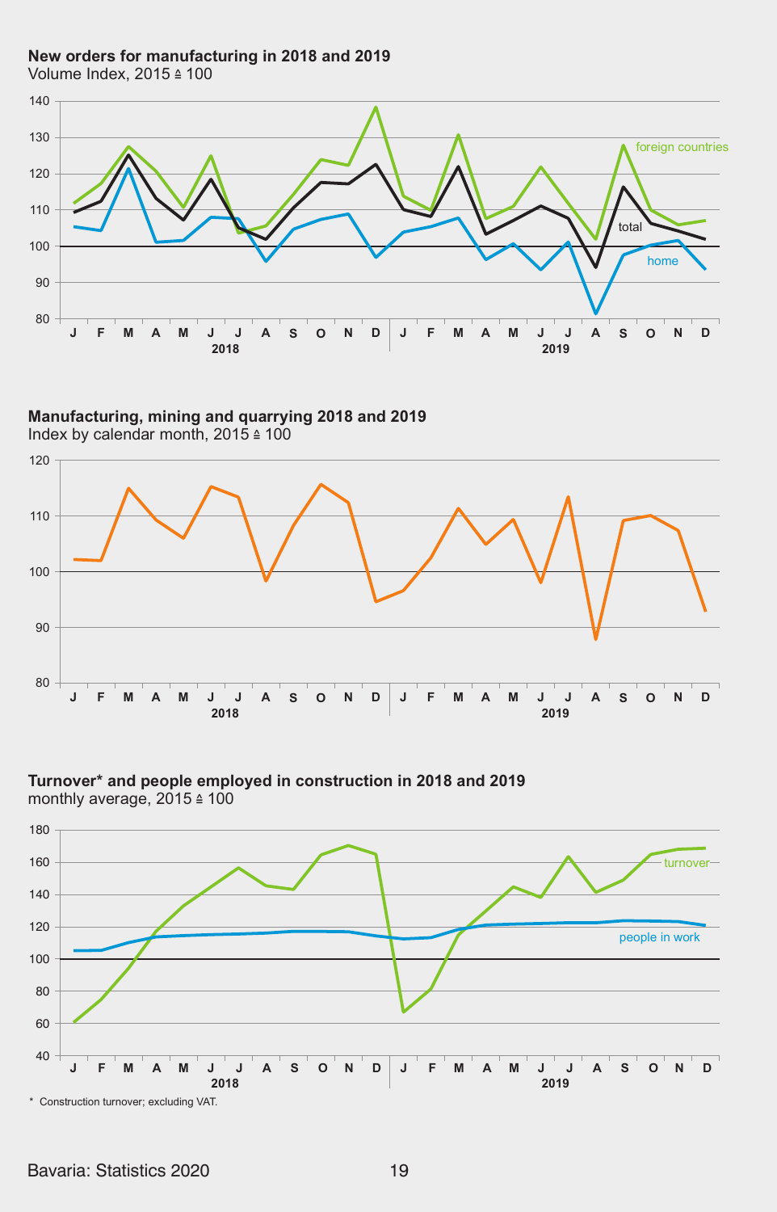**New orders for manufacturing in 2018 and 2019**
Volume Index, 2015 ≙ 100

**Manufacturing, mining and quarrying 2018 and 2019**
Index by calendar month, 2015 ≙ 100

**Turnover* and people employed in construction in 2018 and 2019**
monthly average, 2015 ≙ 100

\* Construction turnover; excluding VAT.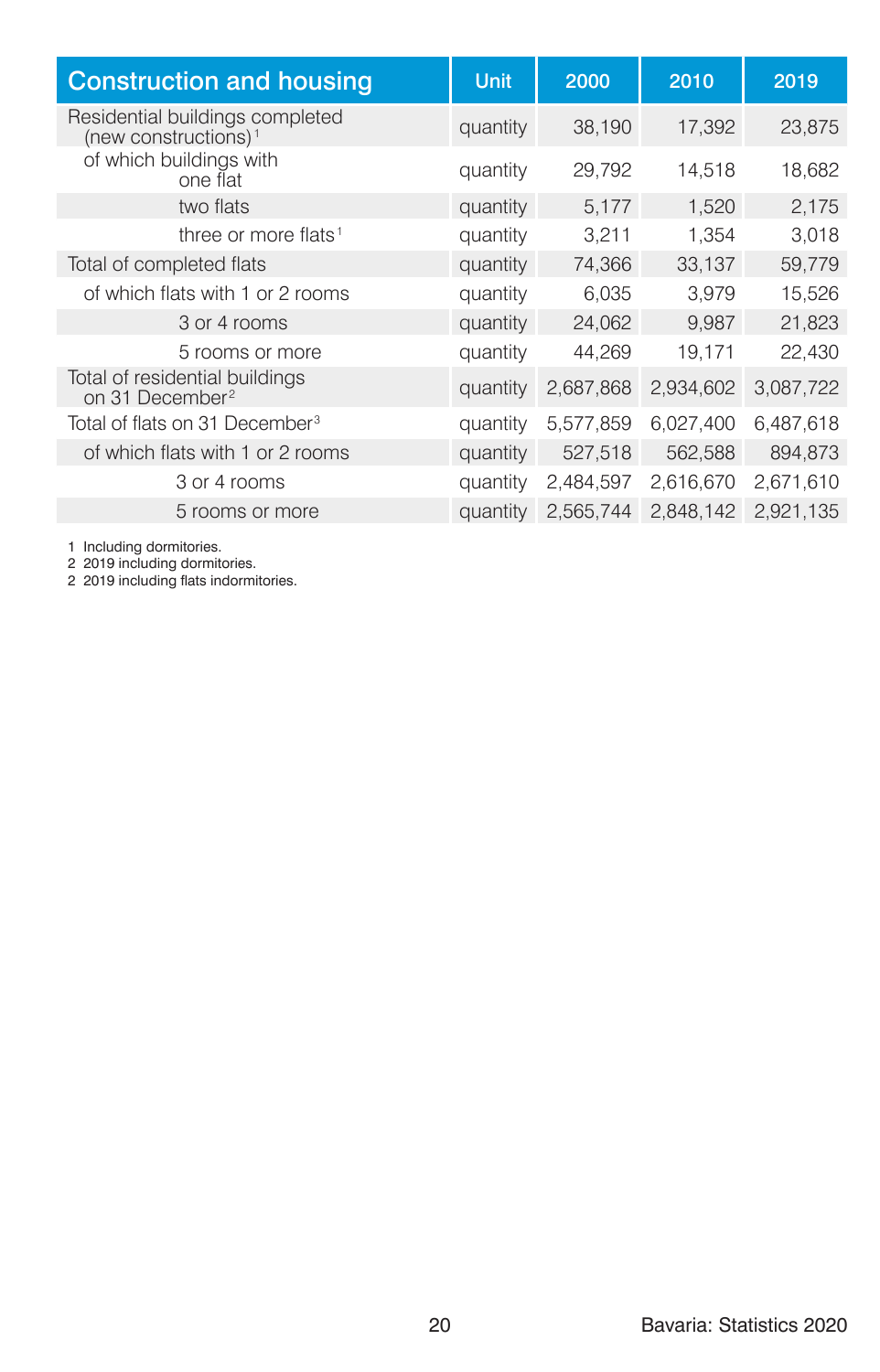| Construction and housing | Unit | 2000 | 2010 | 2019 |
|---|---|---|---|---|
| Residential buildings completed (new constructions)[1] | quantity | 38,190 | 17,392 | 23,875 |
| of which buildings with one flat | quantity | 29,792 | 14,518 | 18,682 |
| two flats | quantity | 5,177 | 1,520 | 2,175 |
| three or more flats[1] | quantity | 3,211 | 1,354 | 3,018 |
| Total of completed flats | quantity | 74,366 | 33,137 | 59,779 |
| of which flats with 1 or 2 rooms | quantity | 6,035 | 3,979 | 15,526 |
| 3 or 4 rooms | quantity | 24,062 | 9,987 | 21,823 |
| 5 rooms or more | quantity | 44,269 | 19,171 | 22,430 |
| Total of residential buildings on 31 December[2] | quantity | 2,687,868 | 2,934,602 | 3,087,722 |
| Total of flats on 31 December[3] | quantity | 5,577,859 | 6,027,400 | 6,487,618 |
| of which flats with 1 or 2 rooms | quantity | 527,518 | 562,588 | 894,873 |
| 3 or 4 rooms | quantity | 2,484,597 | 2,616,670 | 2,671,610 |
| 5 rooms or more | quantity | 2,565,744 | 2,848,142 | 2,921,135 |

1 Including dormitories.
2 2019 including dormitories.
2 2019 including flats indormitories.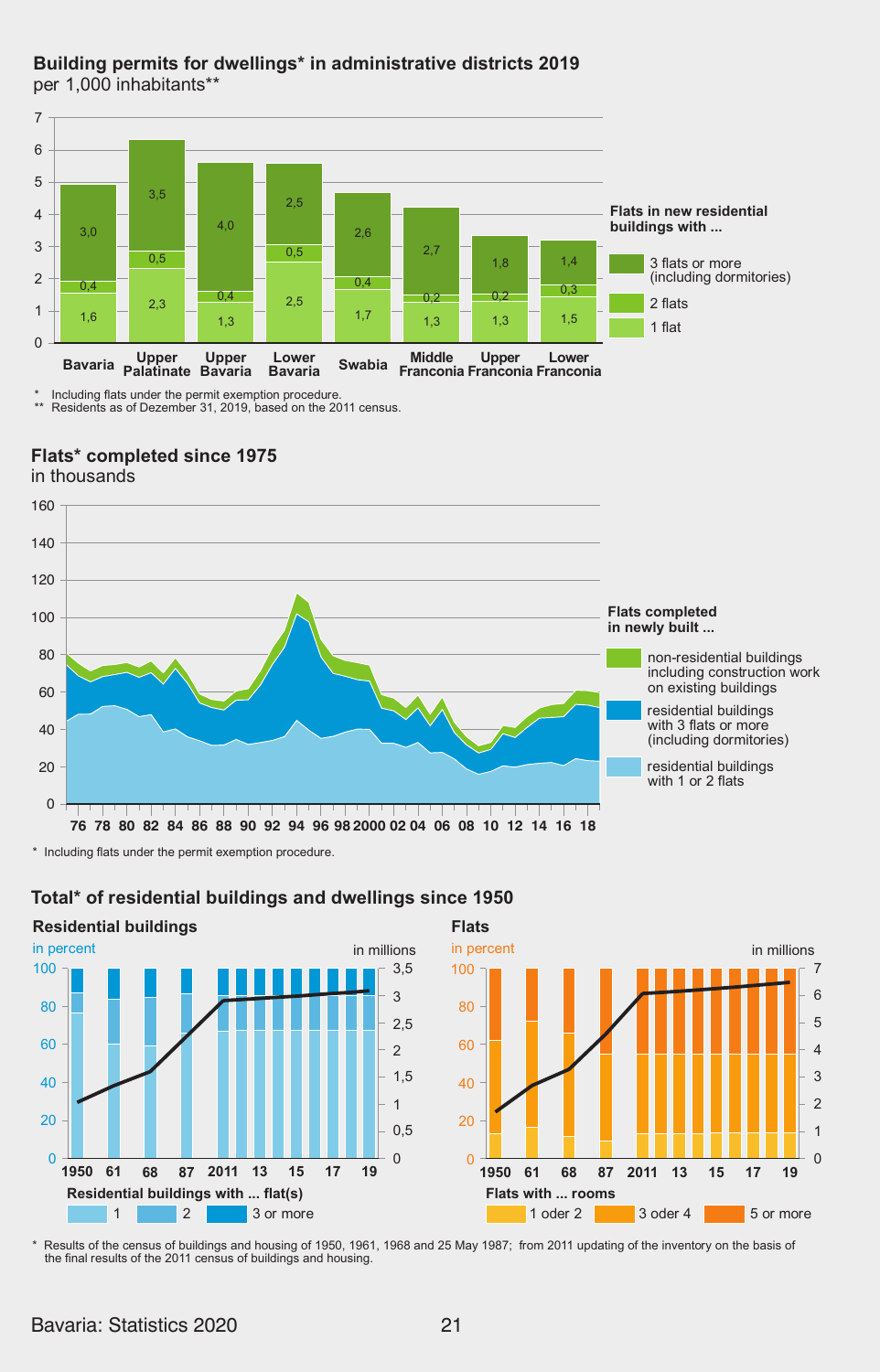## Building permits for dwellings* in administrative districts 2019

per 1,000 inhabitants**

| District | 1 flat | 2 flats | 3 flats or more (including dormitories) |
|---|---|---|---|
| Bavaria | 1,6 | 0,4 | 3,0 |
| Upper Palatinate | 2,3 | 0,5 | 3,5 |
| Upper Bavaria | 1,3 | 0,4 | 4,0 |
| Lower Bavaria | 2,5 | 0,5 | 2,5 |
| Swabia | 1,7 | 0,4 | 2,6 |
| Middle Franconia | 1,3 | 0,2 | 2,7 |
| Upper Franconia | 1,3 | 0,2 | 1,8 |
| Lower Franconia | 1,5 | 0,3 | 1,4 |

Flats in new residential buildings with ...

\* Including flats under the permit exemption procedure.
\*\* Residents as of Dezember 31, 2019, based on the 2011 census.

## Flats* completed since 1975

in thousands

Flats completed in newly built ...
- non-residential buildings including construction work on existing buildings
- residential buildings with 3 flats or more (including dormitories)
- residential buildings with 1 or 2 flats

\* Including flats under the permit exemption procedure.

## Total* of residential buildings and dwellings since 1950

### Residential buildings

in percent / in millions

Residential buildings with ... flat(s): 1 | 2 | 3 or more

### Flats

in percent / in millions

Flats with ... rooms: 1 oder 2 | 3 oder 4 | 5 or more

\* Results of the census of buildings and housing of 1950, 1961, 1968 and 25 May 1987; from 2011 updating of the inventory on the basis of the final results of the 2011 census of buildings and housing.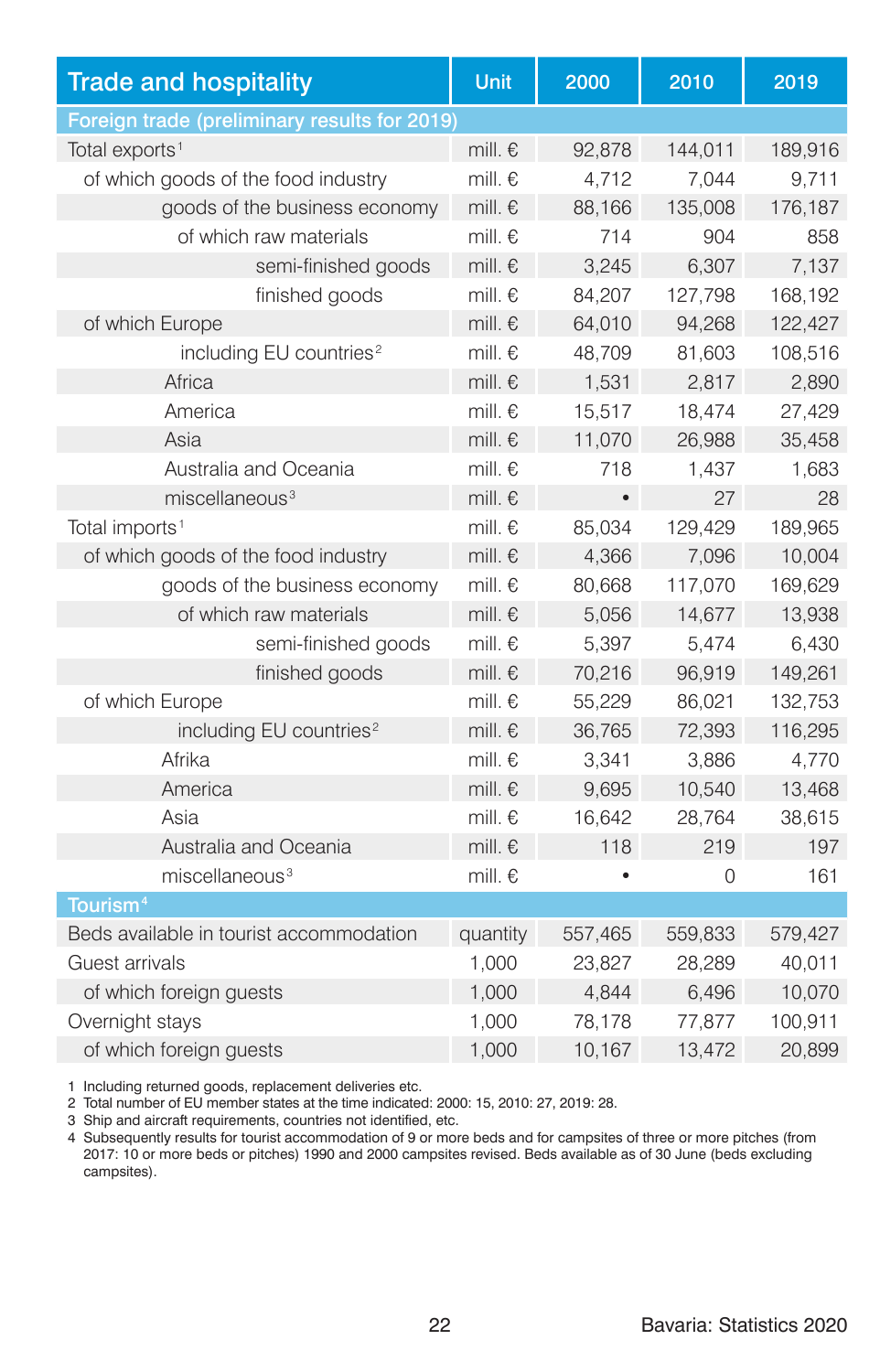| Trade and hospitality | Unit | 2000 | 2010 | 2019 |
|---|---|---|---|---|
| **Foreign trade (preliminary results for 2019)** | | | | |
| Total exports[1] | mill. € | 92,878 | 144,011 | 189,916 |
| of which goods of the food industry | mill. € | 4,712 | 7,044 | 9,711 |
| goods of the business economy | mill. € | 88,166 | 135,008 | 176,187 |
| of which raw materials | mill. € | 714 | 904 | 858 |
| semi-finished goods | mill. € | 3,245 | 6,307 | 7,137 |
| finished goods | mill. € | 84,207 | 127,798 | 168,192 |
| of which Europe | mill. € | 64,010 | 94,268 | 122,427 |
| including EU countries[2] | mill. € | 48,709 | 81,603 | 108,516 |
| Africa | mill. € | 1,531 | 2,817 | 2,890 |
| America | mill. € | 15,517 | 18,474 | 27,429 |
| Asia | mill. € | 11,070 | 26,988 | 35,458 |
| Australia and Oceania | mill. € | 718 | 1,437 | 1,683 |
| miscellaneous[3] | mill. € | • | 27 | 28 |
| Total imports[1] | mill. € | 85,034 | 129,429 | 189,965 |
| of which goods of the food industry | mill. € | 4,366 | 7,096 | 10,004 |
| goods of the business economy | mill. € | 80,668 | 117,070 | 169,629 |
| of which raw materials | mill. € | 5,056 | 14,677 | 13,938 |
| semi-finished goods | mill. € | 5,397 | 5,474 | 6,430 |
| finished goods | mill. € | 70,216 | 96,919 | 149,261 |
| of which Europe | mill. € | 55,229 | 86,021 | 132,753 |
| including EU countries[2] | mill. € | 36,765 | 72,393 | 116,295 |
| Afrika | mill. € | 3,341 | 3,886 | 4,770 |
| America | mill. € | 9,695 | 10,540 | 13,468 |
| Asia | mill. € | 16,642 | 28,764 | 38,615 |
| Australia and Oceania | mill. € | 118 | 219 | 197 |
| miscellaneous[3] | mill. € | • | 0 | 161 |
| **Tourism[4]** | | | | |
| Beds available in tourist accommodation | quantity | 557,465 | 559,833 | 579,427 |
| Guest arrivals | 1,000 | 23,827 | 28,289 | 40,011 |
| of which foreign guests | 1,000 | 4,844 | 6,496 | 10,070 |
| Overnight stays | 1,000 | 78,178 | 77,877 | 100,911 |
| of which foreign guests | 1,000 | 10,167 | 13,472 | 20,899 |

1 Including returned goods, replacement deliveries etc.
2 Total number of EU member states at the time indicated: 2000: 15, 2010: 27, 2019: 28.
3 Ship and aircraft requirements, countries not identified, etc.
4 Subsequently results for tourist accommodation of 9 or more beds and for campsites of three or more pitches (from 2017: 10 or more beds or pitches) 1990 and 2000 campsites revised. Beds available as of 30 June (beds excluding campsites).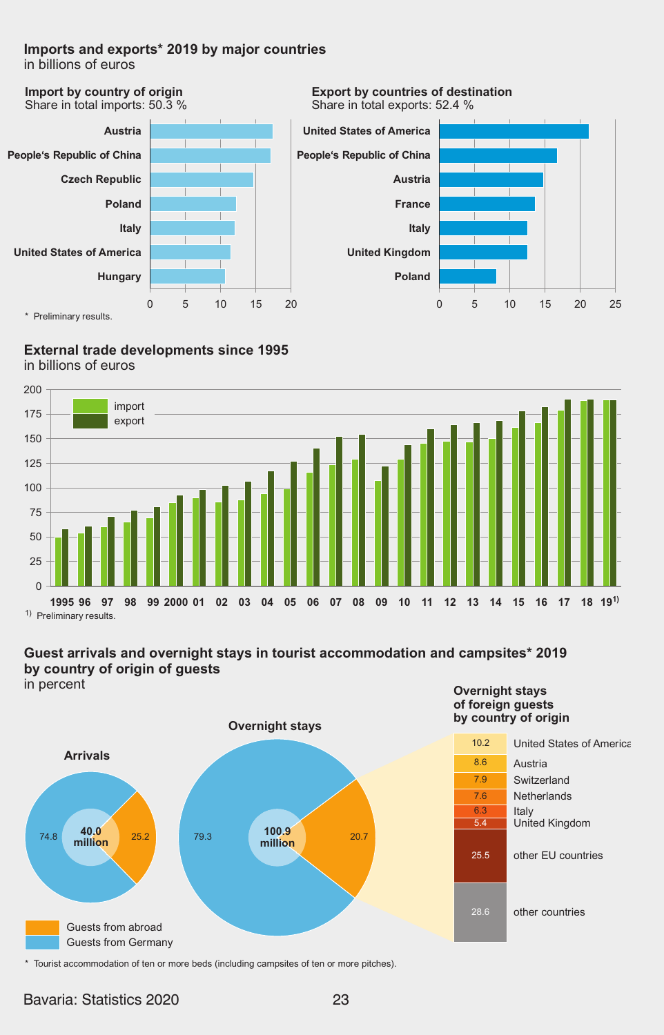## Imports and exports* 2019 by major countries

in billions of euros

### Import by country of origin

Share in total imports: 50.3 %

- Austria
- People's Republic of China
- Czech Republic
- Poland
- Italy
- United States of America
- Hungary

### Export by countries of destination

Share in total exports: 52.4 %

- United States of America
- People's Republic of China
- Austria
- France
- Italy
- United Kingdom
- Poland

\* Preliminary results.

## External trade developments since 1995

in billions of euros

import / export

1995, 96, 97, 98, 99, 2000, 01, 02, 03, 04, 05, 06, 07, 08, 09, 10, 11, 12, 13, 14, 15, 16, 17, 18, 19[1)]

1) Preliminary results.

## Guest arrivals and overnight stays in tourist accommodation and campsites* 2019 by country of origin of guests

in percent

### Arrivals

40.0 million

| | % |
|---|---|
| Guests from abroad | 25.2 |
| Guests from Germany | 74.8 |

### Overnight stays

100.9 million

| | % |
|---|---|
| Guests from abroad | 20.7 |
| Guests from Germany | 79.3 |

### Overnight stays of foreign guests by country of origin

| Country of origin | % |
|---|---|
| United States of America | 10.2 |
| Austria | 8.6 |
| Switzerland | 7.9 |
| Netherlands | 7.6 |
| Italy | 6.3 |
| United Kingdom | 5.4 |
| other EU countries | 25.5 |
| other countries | 28.6 |

\* Tourist accommodation of ten or more beds (including campsites of ten or more pitches).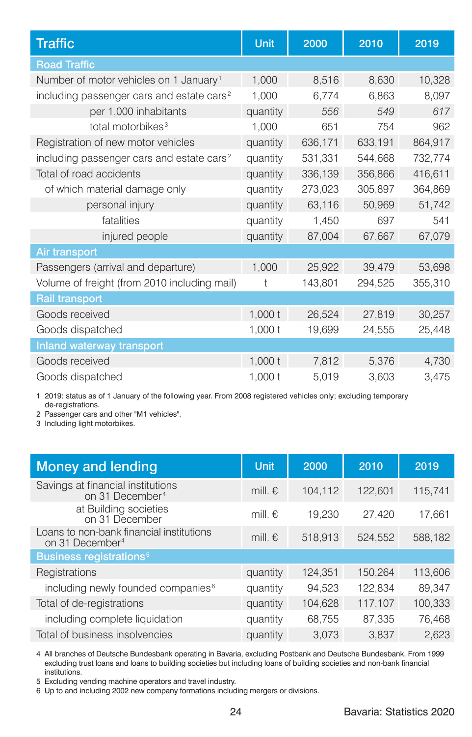| Traffic | Unit | 2000 | 2010 | 2019 |
|---|---|---|---|---|
| **Road Traffic** | | | | |
| Number of motor vehicles on 1 January[1] | 1,000 | 8,516 | 8,630 | 10,328 |
| including passenger cars and estate cars[2] | 1,000 | 6,774 | 6,863 | 8,097 |
| per 1,000 inhabitants | quantity | *556* | *549* | *617* |
| total motorbikes[3] | 1,000 | 651 | 754 | 962 |
| Registration of new motor vehicles | quantity | 636,171 | 633,191 | 864,917 |
| including passenger cars and estate cars[2] | quantity | 531,331 | 544,668 | 732,774 |
| Total of road accidents | quantity | 336,139 | 356,866 | 416,611 |
| of which material damage only | quantity | 273,023 | 305,897 | 364,869 |
| personal injury | quantity | 63,116 | 50,969 | 51,742 |
| fatalities | quantity | 1,450 | 697 | 541 |
| injured people | quantity | 87,004 | 67,667 | 67,079 |
| **Air transport** | | | | |
| Passengers (arrival and departure) | 1,000 | 25,922 | 39,479 | 53,698 |
| Volume of freight (from 2010 including mail) | t | 143,801 | 294,525 | 355,310 |
| **Rail transport** | | | | |
| Goods received | 1,000 t | 26,524 | 27,819 | 30,257 |
| Goods dispatched | 1,000 t | 19,699 | 24,555 | 25,448 |
| **Inland waterway transport** | | | | |
| Goods received | 1,000 t | 7,812 | 5,376 | 4,730 |
| Goods dispatched | 1,000 t | 5,019 | 3,603 | 3,475 |

1 2019: status as of 1 January of the following year. From 2008 registered vehicles only; excluding temporary de-registrations.
2 Passenger cars and other "M1 vehicles".
3 Including light motorbikes.

| Money and lending | Unit | 2000 | 2010 | 2019 |
|---|---|---|---|---|
| Savings at financial institutions on 31 December[4] | mill. € | 104,112 | 122,601 | 115,741 |
| at Building societies on 31 December | mill. € | 19,230 | 27,420 | 17,661 |
| Loans to non-bank financial institutions on 31 December[4] | mill. € | 518,913 | 524,552 | 588,182 |
| **Business registrations[5]** | | | | |
| Registrations | quantity | 124,351 | 150,264 | 113,606 |
| including newly founded companies[6] | quantity | 94,523 | 122,834 | 89,347 |
| Total of de-registrations | quantity | 104,628 | 117,107 | 100,333 |
| including complete liquidation | quantity | 68,755 | 87,335 | 76,468 |
| Total of business insolvencies | quantity | 3,073 | 3,837 | 2,623 |

4 All branches of Deutsche Bundesbank operating in Bavaria, excluding Postbank and Deutsche Bundesbank. From 1999 excluding trust loans and loans to building societies but including loans of building societies and non-bank financial institutions.
5 Excluding vending machine operators and travel industry.
6 Up to and including 2002 new company formations including mergers or divisions.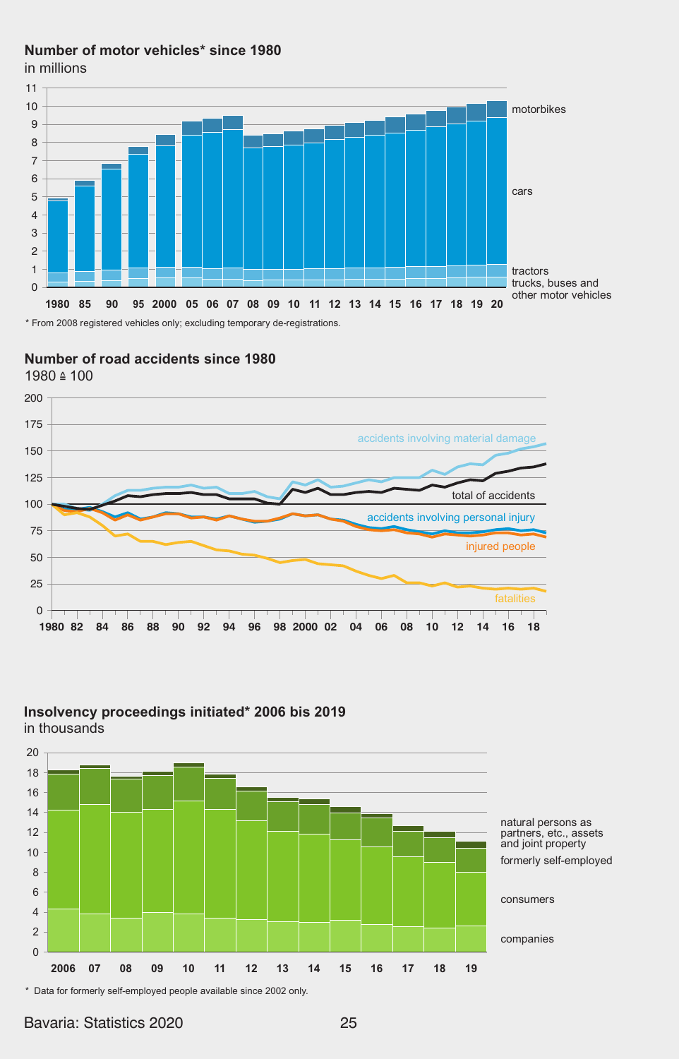## Number of motor vehicles* since 1980

in millions

motorbikes

cars

tractors

trucks, buses and other motor vehicles

1980 85 90 95 2000 05 06 07 08 09 10 11 12 13 14 15 16 17 18 19 20

\* From 2008 registered vehicles only; excluding temporary de-registrations.

## Number of road accidents since 1980

1980 ≙ 100

accidents involving material damage

total of accidents

accidents involving personal injury

injured people

fatalities

1980 82 84 86 88 90 92 94 96 98 2000 02 04 06 08 10 12 14 16 18

## Insolvency proceedings initiated* 2006 bis 2019

in thousands

natural persons as partners, etc., assets and joint property

formerly self-employed

consumers

companies

2006 07 08 09 10 11 12 13 14 15 16 17 18 19

\* Data for formerly self-employed people available since 2002 only.

Bavaria: Statistics 2020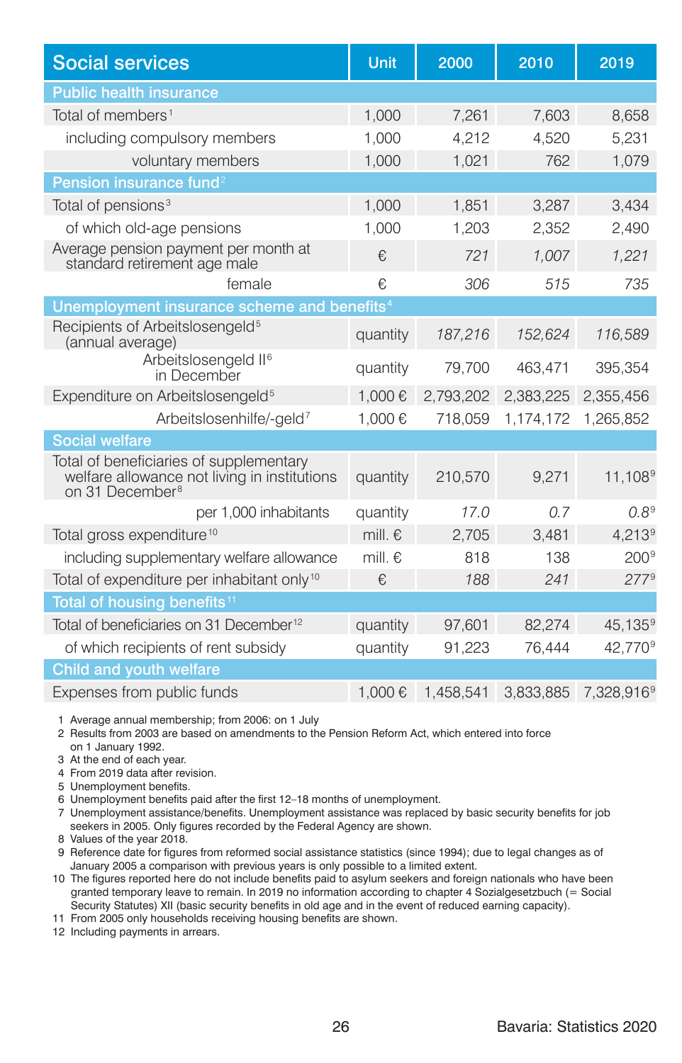| Social services | Unit | 2000 | 2010 | 2019 |
|---|---|---|---|---|
| **Public health insurance** | | | | |
| Total of members[1] | 1,000 | 7,261 | 7,603 | 8,658 |
| including compulsory members | 1,000 | 4,212 | 4,520 | 5,231 |
| voluntary members | 1,000 | 1,021 | 762 | 1,079 |
| **Pension insurance fund[2]** | | | | |
| Total of pensions[3] | 1,000 | 1,851 | 3,287 | 3,434 |
| of which old-age pensions | 1,000 | 1,203 | 2,352 | 2,490 |
| Average pension payment per month at standard retirement age male | € | *721* | *1,007* | *1,221* |
| female | € | *306* | *515* | *735* |
| **Unemployment insurance scheme and benefits[4]** | | | | |
| Recipients of Arbeitslosengeld[5] (annual average) | quantity | *187,216* | *152,624* | *116,589* |
| Arbeitslosengeld II[6] in December | quantity | 79,700 | 463,471 | 395,354 |
| Expenditure on Arbeitslosengeld[5] | 1,000 € | 2,793,202 | 2,383,225 | 2,355,456 |
| Arbeitslosenhilfe/-geld[7] | 1,000 € | 718,059 | 1,174,172 | 1,265,852 |
| **Social welfare** | | | | |
| Total of beneficiaries of supplementary welfare allowance not living in institutions on 31 December[8] | quantity | 210,570 | 9,271 | 11,108[9] |
| per 1,000 inhabitants | quantity | *17.0* | *0.7* | *0.8*[9] |
| Total gross expenditure[10] | mill. € | 2,705 | 3,481 | 4,213[9] |
| including supplementary welfare allowance | mill. € | 818 | 138 | 200[9] |
| Total of expenditure per inhabitant only[10] | € | *188* | *241* | *277*[9] |
| **Total of housing benefits[11]** | | | | |
| Total of beneficiaries on 31 December[12] | quantity | 97,601 | 82,274 | 45,135[9] |
| of which recipients of rent subsidy | quantity | 91,223 | 76,444 | 42,770[9] |
| **Child and youth welfare** | | | | |
| Expenses from public funds | 1,000 € | 1,458,541 | 3,833,885 | 7,328,916[9] |

1 Average annual membership; from 2006: on 1 July
2 Results from 2003 are based on amendments to the Pension Reform Act, which entered into force on 1 January 1992.
3 At the end of each year.
4 From 2019 data after revision.
5 Unemployment benefits.
6 Unemployment benefits paid after the first 12–18 months of unemployment.
7 Unemployment assistance/benefits. Unemployment assistance was replaced by basic security benefits for job seekers in 2005. Only figures recorded by the Federal Agency are shown.
8 Values of the year 2018.
9 Reference date for figures from reformed social assistance statistics (since 1994); due to legal changes as of January 2005 a comparison with previous years is only possible to a limited extent.
10 The figures reported here do not include benefits paid to asylum seekers and foreign nationals who have been granted temporary leave to remain. In 2019 no information according to chapter 4 Sozialgesetzbuch (= Social Security Statutes) XII (basic security benefits in old age and in the event of reduced earning capacity).
11 From 2005 only households receiving housing benefits are shown.
12 Including payments in arrears.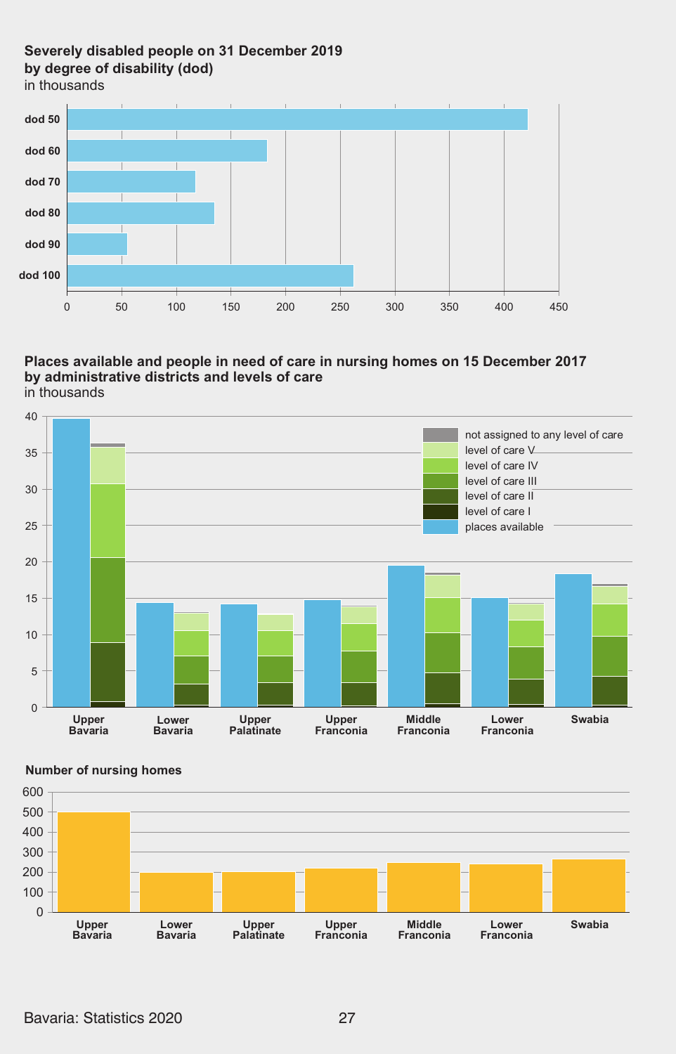**Severely disabled people on 31 December 2019 by degree of disability (dod)**
in thousands

dod 50
dod 60
dod 70
dod 80
dod 90
dod 100

0 50 100 150 200 250 300 350 400 450

**Places available and people in need of care in nursing homes on 15 December 2017 by administrative districts and levels of care**
in thousands

- not assigned to any level of care
- level of care V
- level of care IV
- level of care III
- level of care II
- level of care I
- places available

Upper Bavaria, Lower Bavaria, Upper Palatinate, Upper Franconia, Middle Franconia, Lower Franconia, Swabia

**Number of nursing homes**

Upper Bavaria, Lower Bavaria, Upper Palatinate, Upper Franconia, Middle Franconia, Lower Franconia, Swabia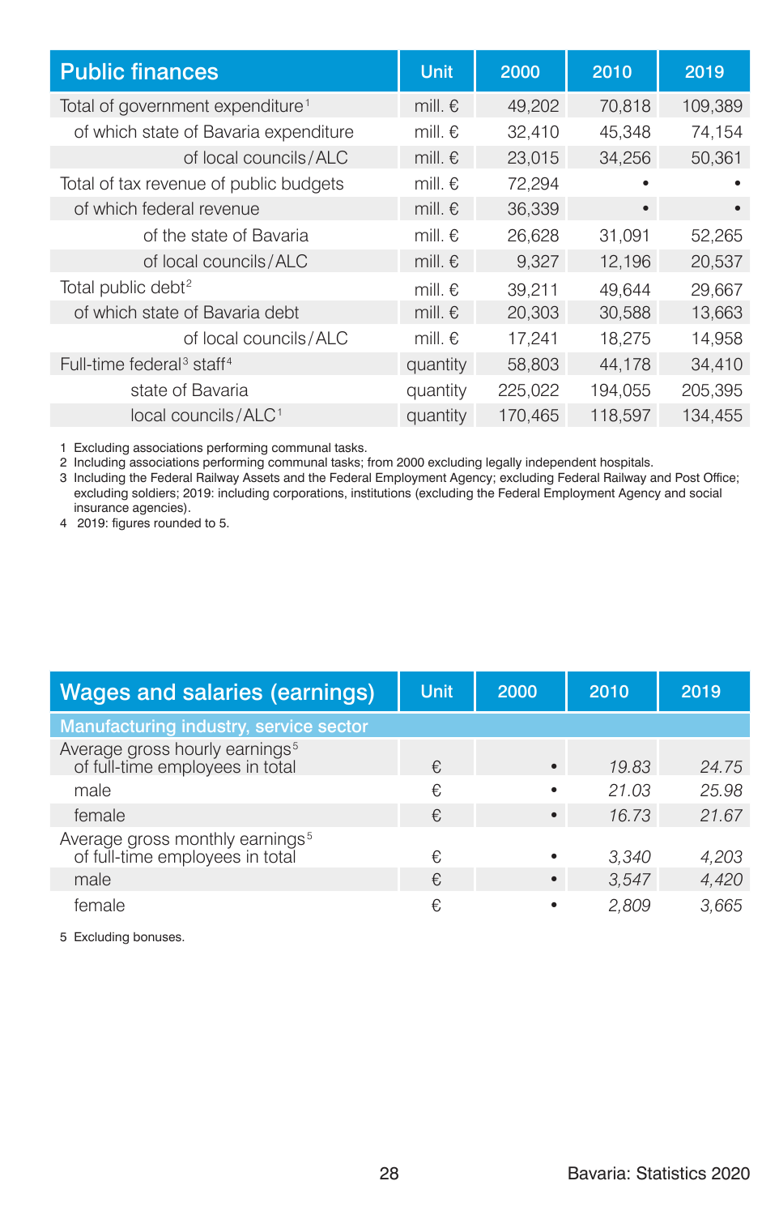| Public finances | Unit | 2000 | 2010 | 2019 |
|---|---|---|---|---|
| Total of government expenditure[1] | mill. € | 49,202 | 70,818 | 109,389 |
| of which state of Bavaria expenditure | mill. € | 32,410 | 45,348 | 74,154 |
| of local councils / ALC | mill. € | 23,015 | 34,256 | 50,361 |
| Total of tax revenue of public budgets | mill. € | 72,294 | • | • |
| of which federal revenue | mill. € | 36,339 | • | • |
| of the state of Bavaria | mill. € | 26,628 | 31,091 | 52,265 |
| of local councils / ALC | mill. € | 9,327 | 12,196 | 20,537 |
| Total public debt[2] | mill. € | 39,211 | 49,644 | 29,667 |
| of which state of Bavaria debt | mill. € | 20,303 | 30,588 | 13,663 |
| of local councils / ALC | mill. € | 17,241 | 18,275 | 14,958 |
| Full-time federal[3] staff[4] | quantity | 58,803 | 44,178 | 34,410 |
| state of Bavaria | quantity | 225,022 | 194,055 | 205,395 |
| local councils / ALC[1] | quantity | 170,465 | 118,597 | 134,455 |

1 Excluding associations performing communal tasks.
2 Including associations performing communal tasks; from 2000 excluding legally independent hospitals.
3 Including the Federal Railway Assets and the Federal Employment Agency; excluding Federal Railway and Post Office; excluding soldiers; 2019: including corporations, institutions (excluding the Federal Employment Agency and social insurance agencies).
4 2019: figures rounded to 5.

| Wages and salaries (earnings) | Unit | 2000 | 2010 | 2019 |
|---|---|---|---|---|
| **Manufacturing industry, service sector** | | | | |
| Average gross hourly earnings[5] of full-time employees in total | € | • | *19.83* | *24.75* |
| male | € | • | *21.03* | *25.98* |
| female | € | • | *16.73* | *21.67* |
| Average gross monthly earnings[5] of full-time employees in total | € | • | *3,340* | *4,203* |
| male | € | • | *3,547* | *4,420* |
| female | € | • | *2,809* | *3,665* |

5 Excluding bonuses.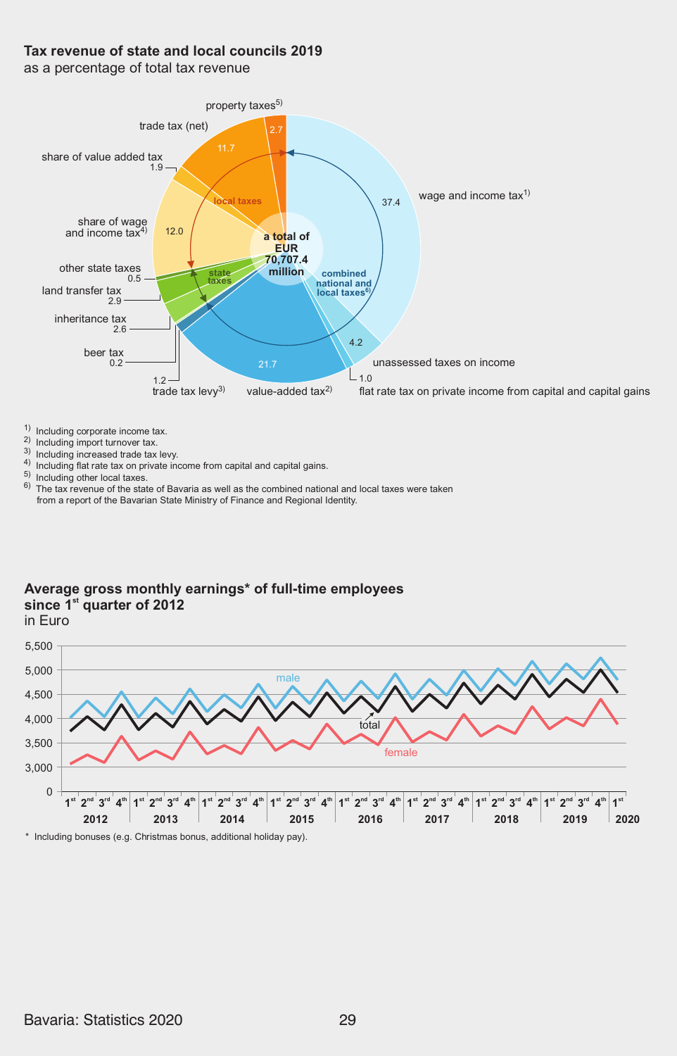## Tax revenue of state and local councils 2019

as a percentage of total tax revenue

property taxes[5) ] 2.7

trade tax (net) 11.7

share of value added tax 1.9

share of wage and income tax[4)] 12.0

other state taxes 0.5

land transfer tax 2.9

inheritance tax 2.6

beer tax 0.2

trade tax levy[3)] 1.2

value-added tax[2)] 21.7

flat rate tax on private income from capital and capital gains 1.0

unassessed taxes on income 4.2

wage and income tax[1)] 37.4

local taxes

state taxes

combined national and local taxes[6)]

a total of EUR 70,707.4 million

1) Including corporate income tax.
2) Including import turnover tax.
3) Including increased trade tax levy.
4) Including flat rate tax on private income from capital and capital gains.
5) Including other local taxes.
6) The tax revenue of the state of Bavaria as well as the combined national and local taxes were taken from a report of the Bavarian State Ministry of Finance and Regional Identity.

## Average gross monthly earnings* of full-time employees since 1st quarter of 2012

in Euro

male, total, female

Quarters: 1st 2nd 3rd 4th — 2012, 2013, 2014, 2015, 2016, 2017, 2018, 2019, 2020 (1st)

\* Including bonuses (e.g. Christmas bonus, additional holiday pay).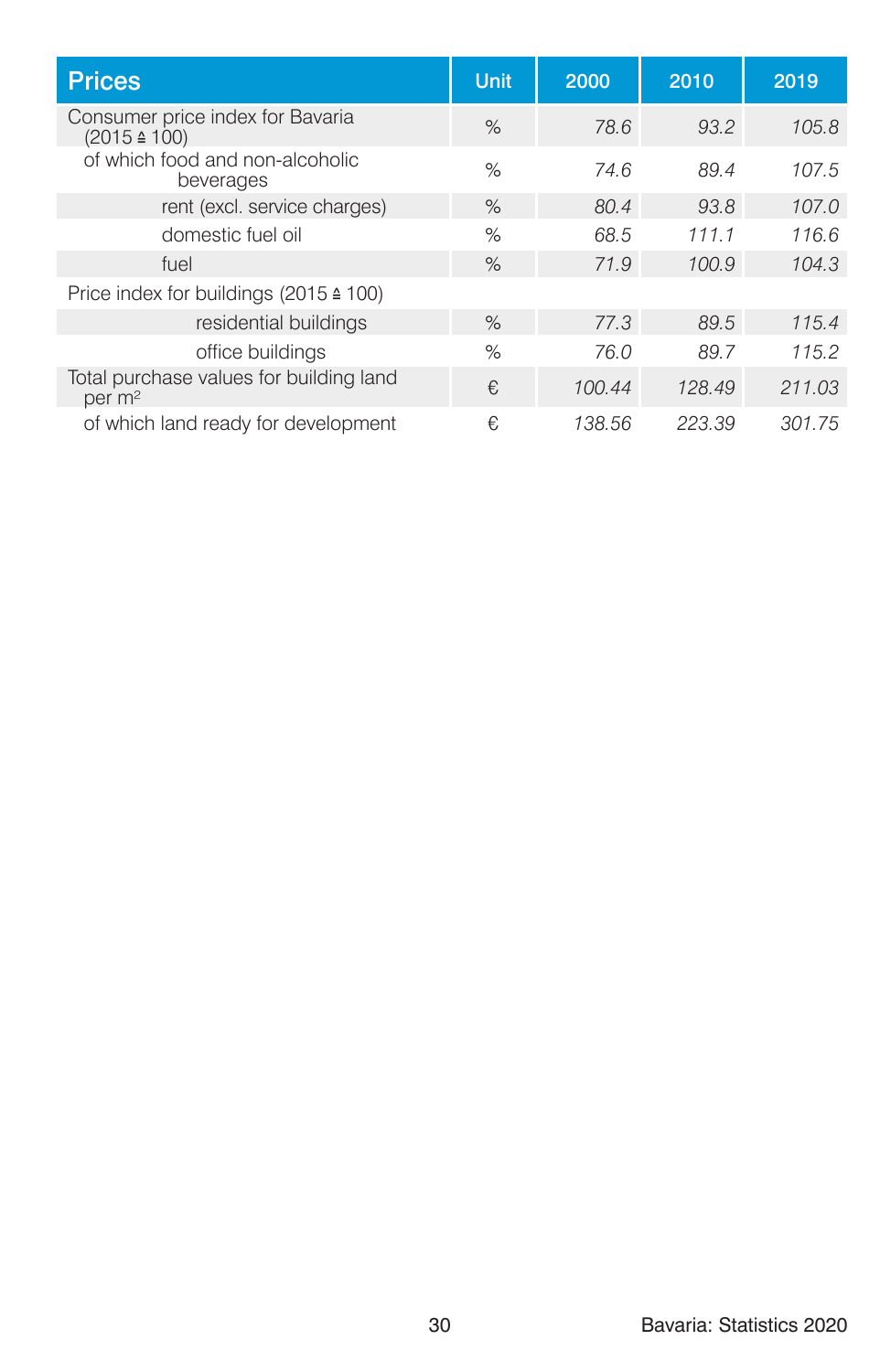| Prices | Unit | 2000 | 2010 | 2019 |
|---|---|---|---|---|
| Consumer price index for Bavaria (2015 ≙ 100) | % | 78.6 | 93.2 | 105.8 |
| of which food and non-alcoholic beverages | % | 74.6 | 89.4 | 107.5 |
| rent (excl. service charges) | % | 80.4 | 93.8 | 107.0 |
| domestic fuel oil | % | 68.5 | 111.1 | 116.6 |
| fuel | % | 71.9 | 100.9 | 104.3 |
| Price index for buildings (2015 ≙ 100) | | | | |
| residential buildings | % | 77.3 | 89.5 | 115.4 |
| office buildings | % | 76.0 | 89.7 | 115.2 |
| Total purchase values for building land per $m^2$ | € | 100.44 | 128.49 | 211.03 |
| of which land ready for development | € | 138.56 | 223.39 | 301.75 |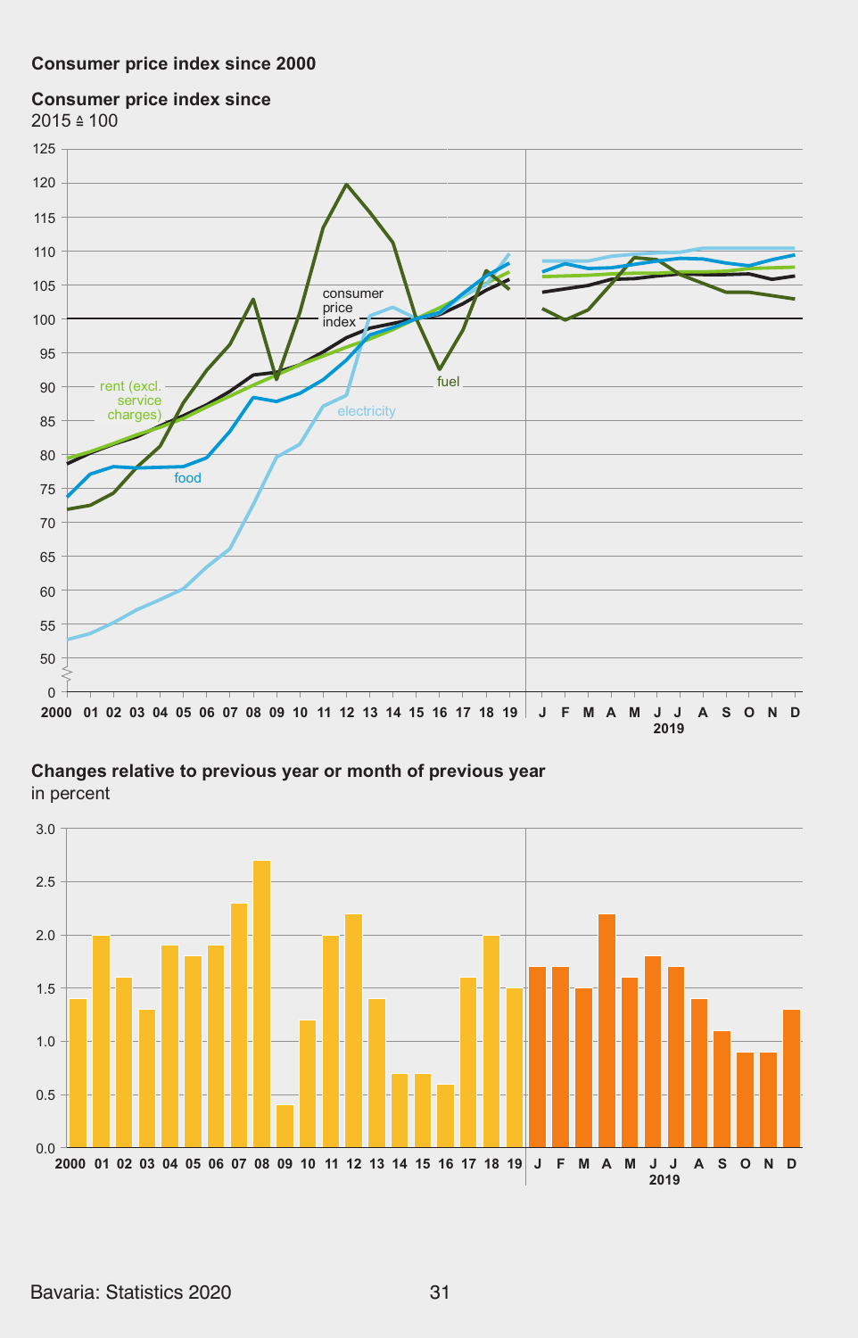## Consumer price index since 2000

### Consumer price index since
2015 ≙ 100

### Changes relative to previous year or month of previous year
in percent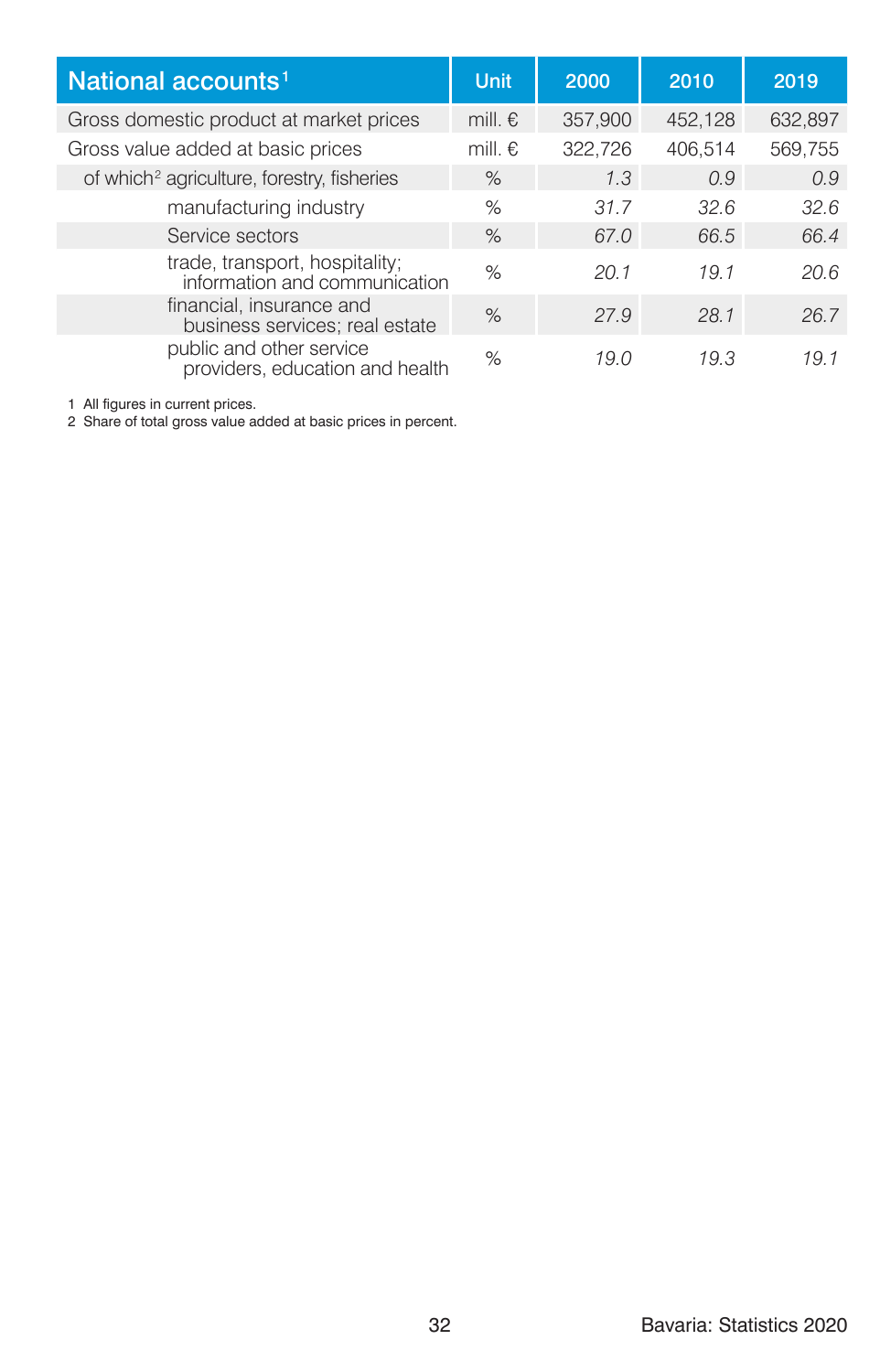| National accounts[1] | Unit | 2000 | 2010 | 2019 |
|---|---|---|---|---|
| Gross domestic product at market prices | mill. € | 357,900 | 452,128 | 632,897 |
| Gross value added at basic prices | mill. € | 322,726 | 406,514 | 569,755 |
| of which[2] agriculture, forestry, fisheries | % | *1.3* | *0.9* | *0.9* |
| manufacturing industry | % | *31.7* | *32.6* | *32.6* |
| Service sectors | % | *67.0* | *66.5* | *66.4* |
| trade, transport, hospitality; information and communication | % | *20.1* | *19.1* | *20.6* |
| financial, insurance and business services; real estate | % | *27.9* | *28.1* | *26.7* |
| public and other service providers, education and health | % | *19.0* | *19.3* | *19.1* |

1 All figures in current prices.
2 Share of total gross value added at basic prices in percent.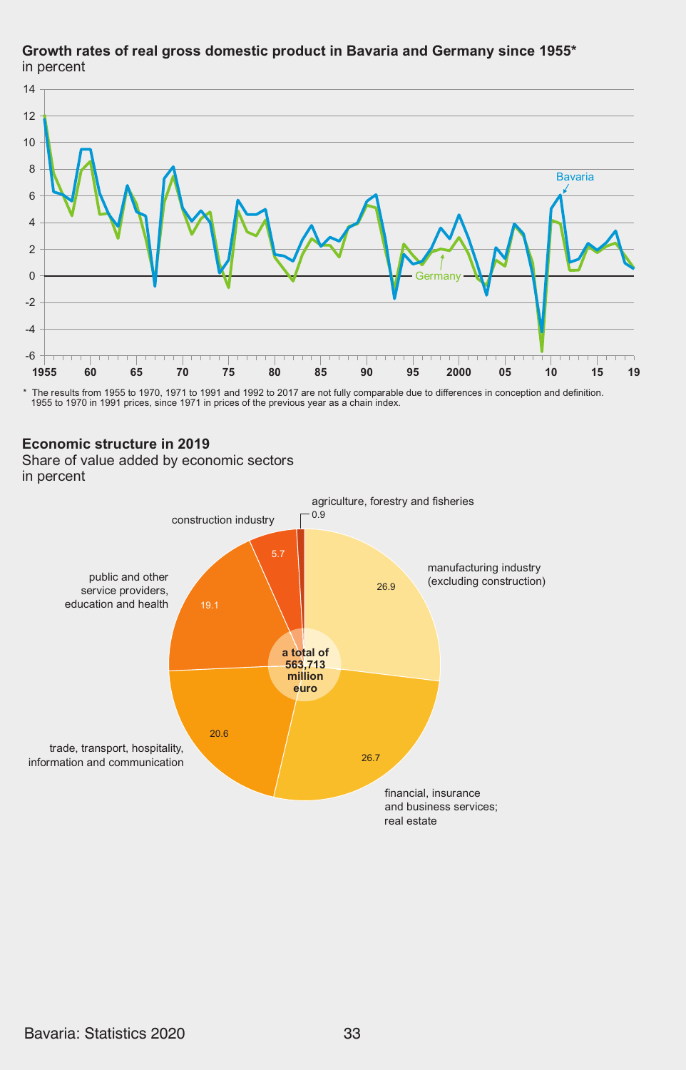**Growth rates of real gross domestic product in Bavaria and Germany since 1955***
in percent

\* The results from 1955 to 1970, 1971 to 1991 and 1992 to 2017 are not fully comparable due to differences in conception and definition. 1955 to 1970 in 1991 prices, since 1971 in prices of the previous year as a chain index.

**Economic structure in 2019**
Share of value added by economic sectors
in percent

| Economic sector | Share in percent |
| --- | --- |
| manufacturing industry (excluding construction) | 26.9 |
| financial, insurance and business services; real estate | 26.7 |
| trade, transport, hospitality, information and communication | 20.6 |
| public and other service providers, education and health | 19.1 |
| construction industry | 5.7 |
| agriculture, forestry and fisheries | 0.9 |

a total of 563,713 million euro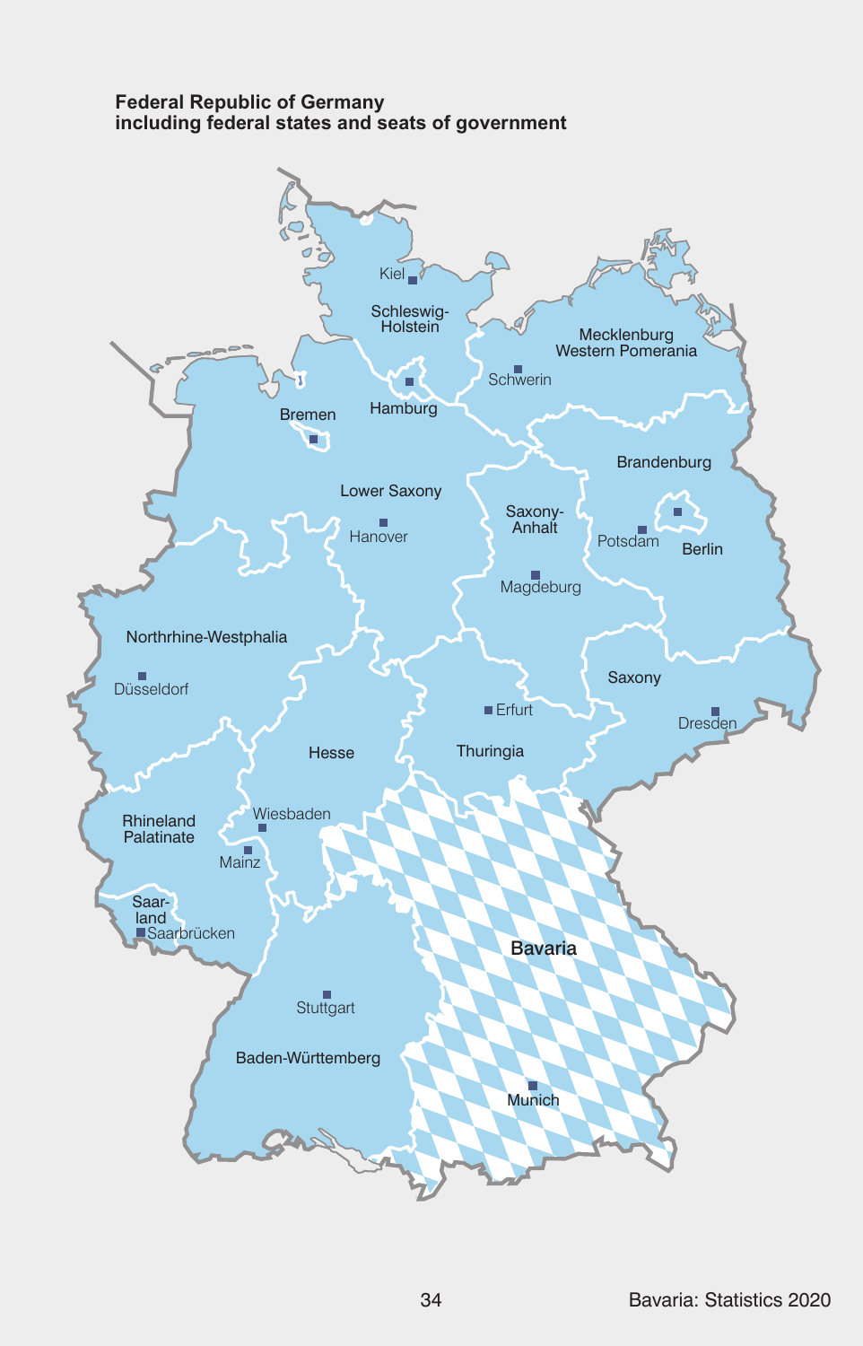**Federal Republic of Germany including federal states and seats of government**

Kiel
Schleswig-Holstein
Mecklenburg Western Pomerania
Schwerin
Hamburg
Bremen
Brandenburg
Lower Saxony
Saxony-Anhalt
Hanover
Potsdam
Berlin
Magdeburg
Northrhine-Westphalia
Saxony
Düsseldorf
Erfurt
Dresden
Hesse
Thuringia
Wiesbaden
Rhineland Palatinate
Mainz
Saarland
Saarbrücken
Bavaria
Stuttgart
Baden-Württemberg
Munich